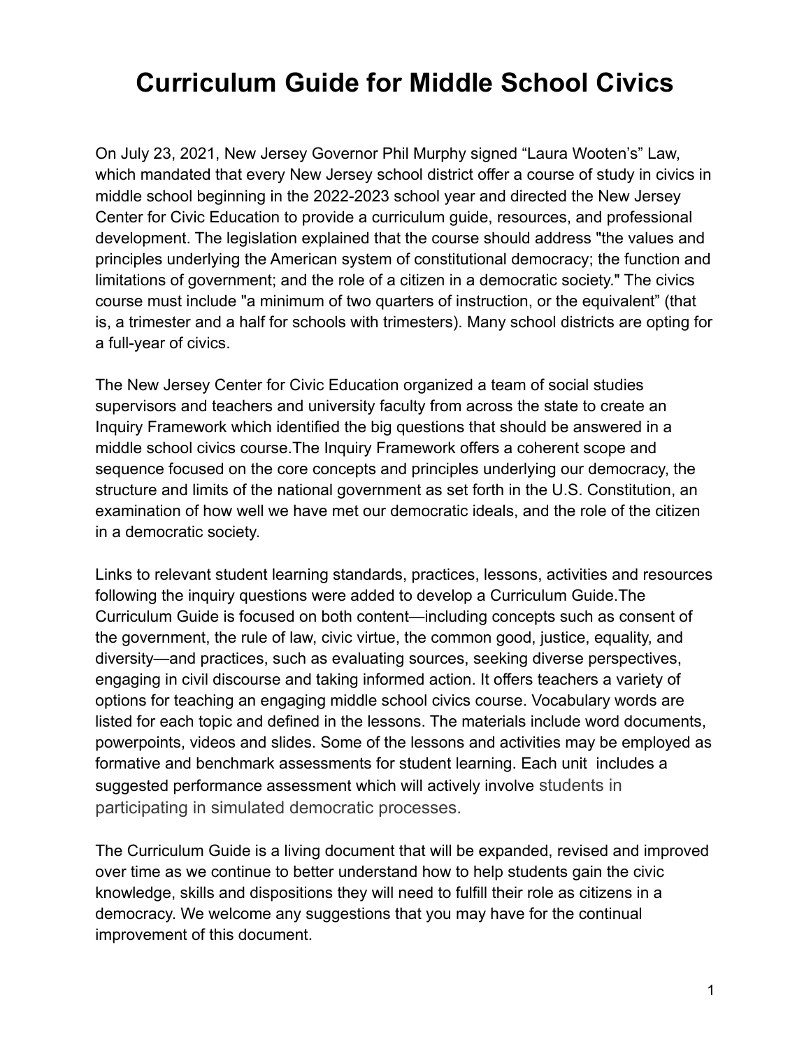# Curriculum Guide for Middle School Civics

On July 23, 2021, New Jersey Governor Phil Murphy signed "Laura Wooten's" Law, which mandated that every New Jersey school district offer a course of study in civics in middle school beginning in the 2022-2023 school year and directed the New Jersey Center for Civic Education to provide a curriculum guide, resources, and professional development. The legislation explained that the course should address "the values and principles underlying the American system of constitutional democracy; the function and limitations of government; and the role of a citizen in a democratic society." The civics course must include "a minimum of two quarters of instruction, or the equivalent" (that is, a trimester and a half for schools with trimesters). Many school districts are opting for a full-year of civics.

The New Jersey Center for Civic Education organized a team of social studies supervisors and teachers and university faculty from across the state to create an Inquiry Framework which identified the big questions that should be answered in a middle school civics course.The Inquiry Framework offers a coherent scope and sequence focused on the core concepts and principles underlying our democracy, the structure and limits of the national government as set forth in the U.S. Constitution, an examination of how well we have met our democratic ideals, and the role of the citizen in a democratic society.

Links to relevant student learning standards, practices, lessons, activities and resources following the inquiry questions were added to develop a Curriculum Guide.The Curriculum Guide is focused on both content—including concepts such as consent of the government, the rule of law, civic virtue, the common good, justice, equality, and diversity—and practices, such as evaluating sources, seeking diverse perspectives, engaging in civil discourse and taking informed action. It offers teachers a variety of options for teaching an engaging middle school civics course. Vocabulary words are listed for each topic and defined in the lessons. The materials include word documents, powerpoints, videos and slides. Some of the lessons and activities may be employed as formative and benchmark assessments for student learning. Each unit includes a suggested performance assessment which will actively involve students in participating in simulated democratic processes.

The Curriculum Guide is a living document that will be expanded, revised and improved over time as we continue to better understand how to help students gain the civic knowledge, skills and dispositions they will need to fulfill their role as citizens in a democracy. We welcome any suggestions that you may have for the continual improvement of this document.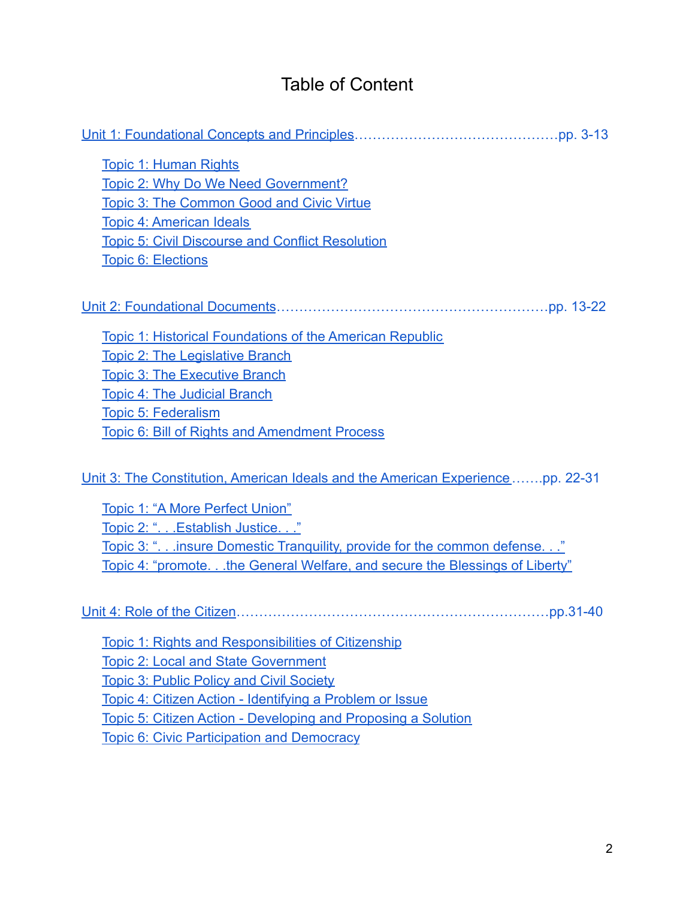# Table of Content

Unit 1: Foundational Concepts and Principles……………………………………pp. 3-13

- Topic 1: Human Rights
- Topic 2: Why Do We Need Government?
- Topic 3: The Common Good and Civic Virtue
- Topic 4: American Ideals
- Topic 5: Civil Discourse and Conflict Resolution
- Topic 6: Elections

Unit 2: Foundational Documents……………………………………………………pp. 13-22

- Topic 1: Historical Foundations of the American Republic
- Topic 2: The Legislative Branch
- Topic 3: The Executive Branch
- Topic 4: The Judicial Branch
- Topic 5: Federalism
- Topic 6: Bill of Rights and Amendment Process

Unit 3: The Constitution, American Ideals and the American Experience…….pp. 22-31

- Topic 1: "A More Perfect Union"
- Topic 2: ". . .Establish Justice. . ."
- Topic 3: ". . .insure Domestic Tranquility, provide for the common defense. . ."
- Topic 4: "promote. . .the General Welfare, and secure the Blessings of Liberty"

Unit 4: Role of the Citizen……………………………………………………………pp.31-40

- Topic 1: Rights and Responsibilities of Citizenship
- Topic 2: Local and State Government
- Topic 3: Public Policy and Civil Society
- Topic 4: Citizen Action - Identifying a Problem or Issue
- Topic 5: Citizen Action - Developing and Proposing a Solution
- Topic 6: Civic Participation and Democracy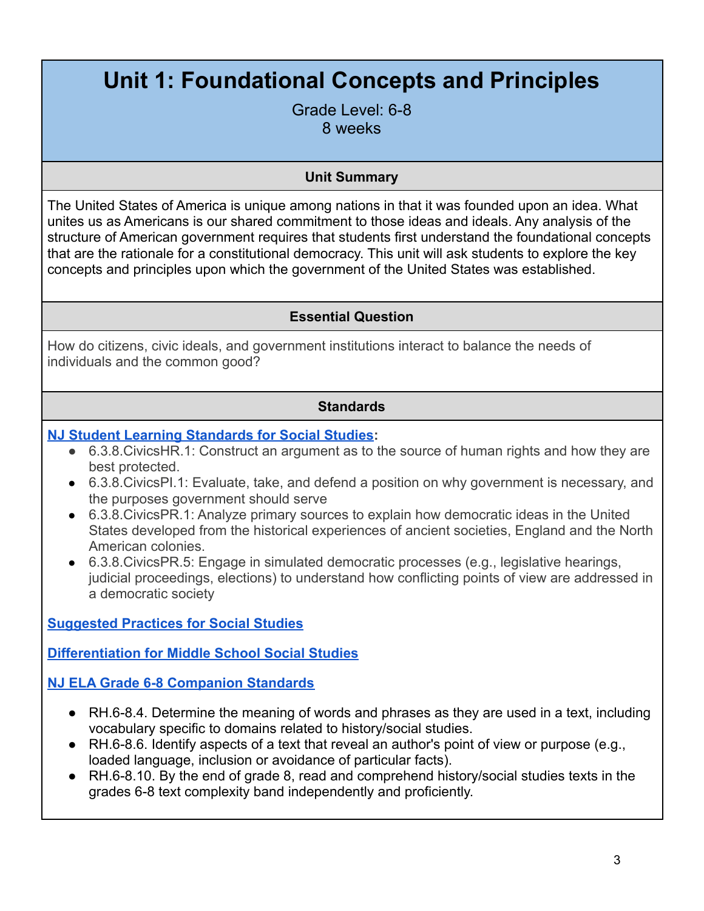# Unit 1: Foundational Concepts and Principles

Grade Level: 6-8
8 weeks

## Unit Summary

The United States of America is unique among nations in that it was founded upon an idea. What unites us as Americans is our shared commitment to those ideas and ideals. Any analysis of the structure of American government requires that students first understand the foundational concepts that are the rationale for a constitutional democracy. This unit will ask students to explore the key concepts and principles upon which the government of the United States was established.

## Essential Question

How do citizens, civic ideals, and government institutions interact to balance the needs of individuals and the common good?

## Standards

**NJ Student Learning Standards for Social Studies:**

- 6.3.8.CivicsHR.1: Construct an argument as to the source of human rights and how they are best protected.
- 6.3.8.CivicsPI.1: Evaluate, take, and defend a position on why government is necessary, and the purposes government should serve
- 6.3.8.CivicsPR.1: Analyze primary sources to explain how democratic ideas in the United States developed from the historical experiences of ancient societies, England and the North American colonies.
- 6.3.8.CivicsPR.5: Engage in simulated democratic processes (e.g., legislative hearings, judicial proceedings, elections) to understand how conflicting points of view are addressed in a democratic society

**Suggested Practices for Social Studies**

**Differentiation for Middle School Social Studies**

**NJ ELA Grade 6-8 Companion Standards**

- RH.6-8.4. Determine the meaning of words and phrases as they are used in a text, including vocabulary specific to domains related to history/social studies.
- RH.6-8.6. Identify aspects of a text that reveal an author's point of view or purpose (e.g., loaded language, inclusion or avoidance of particular facts).
- RH.6-8.10. By the end of grade 8, read and comprehend history/social studies texts in the grades 6-8 text complexity band independently and proficiently.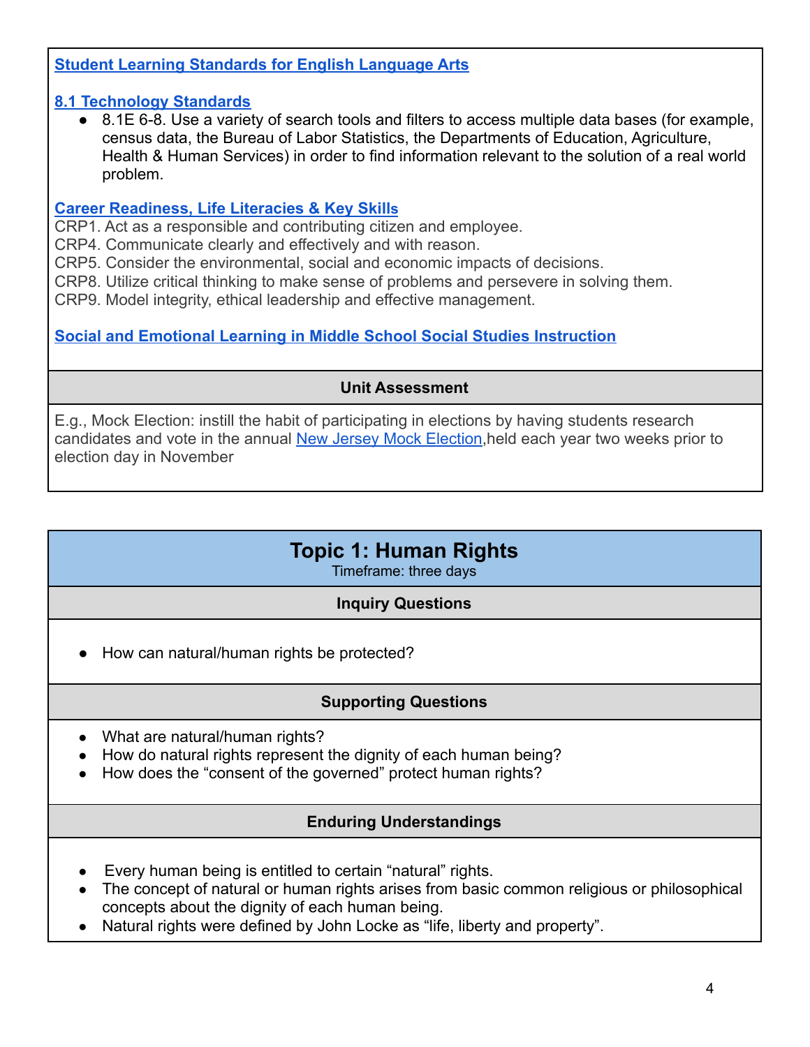**Student Learning Standards for English Language Arts**

**8.1 Technology Standards**

- 8.1E 6-8. Use a variety of search tools and filters to access multiple data bases (for example, census data, the Bureau of Labor Statistics, the Departments of Education, Agriculture, Health & Human Services) in order to find information relevant to the solution of a real world problem.

**Career Readiness, Life Literacies & Key Skills**

CRP1. Act as a responsible and contributing citizen and employee.
CRP4. Communicate clearly and effectively and with reason.
CRP5. Consider the environmental, social and economic impacts of decisions.
CRP8. Utilize critical thinking to make sense of problems and persevere in solving them.
CRP9. Model integrity, ethical leadership and effective management.

**Social and Emotional Learning in Middle School Social Studies Instruction**

### Unit Assessment

E.g., Mock Election: instill the habit of participating in elections by having students research candidates and vote in the annual New Jersey Mock Election,held each year two weeks prior to election day in November

## Topic 1: Human Rights

Timeframe: three days

### Inquiry Questions

- How can natural/human rights be protected?

### Supporting Questions

- What are natural/human rights?
- How do natural rights represent the dignity of each human being?
- How does the "consent of the governed" protect human rights?

### Enduring Understandings

- Every human being is entitled to certain "natural" rights.
- The concept of natural or human rights arises from basic common religious or philosophical concepts about the dignity of each human being.
- Natural rights were defined by John Locke as "life, liberty and property".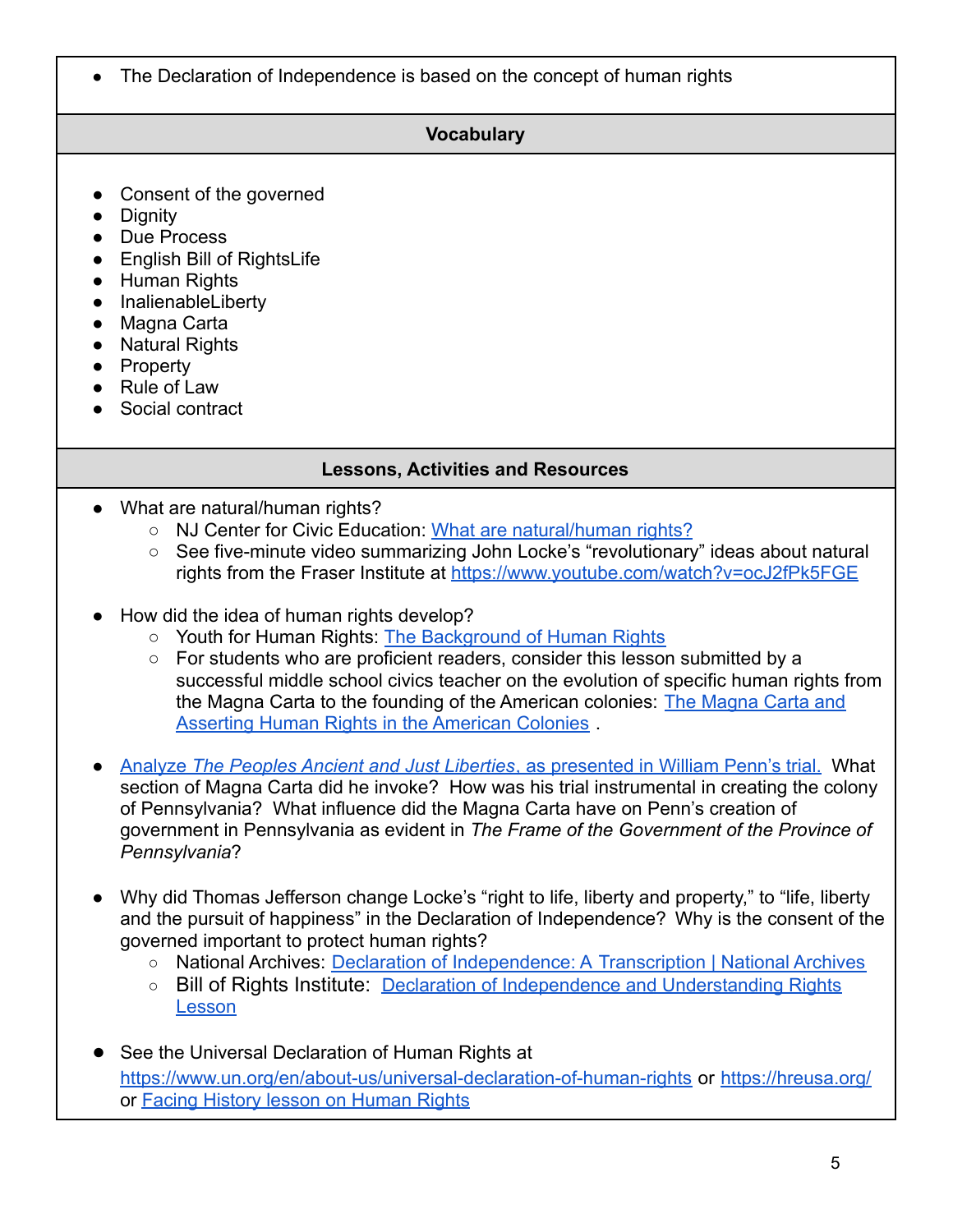- The Declaration of Independence is based on the concept of human rights

**Vocabulary**

- Consent of the governed
- Dignity
- Due Process
- English Bill of RightsLife
- Human Rights
- InalienableLiberty
- Magna Carta
- Natural Rights
- Property
- Rule of Law
- Social contract

**Lessons, Activities and Resources**

- What are natural/human rights?
  - NJ Center for Civic Education: What are natural/human rights?
  - See five-minute video summarizing John Locke's "revolutionary" ideas about natural rights from the Fraser Institute at https://www.youtube.com/watch?v=ocJ2fPk5FGE

- How did the idea of human rights develop?
  - Youth for Human Rights: The Background of Human Rights
  - For students who are proficient readers, consider this lesson submitted by a successful middle school civics teacher on the evolution of specific human rights from the Magna Carta to the founding of the American colonies: The Magna Carta and Asserting Human Rights in the American Colonies .

- Analyze *The Peoples Ancient and Just Liberties*, as presented in William Penn's trial. What section of Magna Carta did he invoke? How was his trial instrumental in creating the colony of Pennsylvania? What influence did the Magna Carta have on Penn's creation of government in Pennsylvania as evident in *The Frame of the Government of the Province of Pennsylvania*?

- Why did Thomas Jefferson change Locke's "right to life, liberty and property," to "life, liberty and the pursuit of happiness" in the Declaration of Independence? Why is the consent of the governed important to protect human rights?
  - National Archives: Declaration of Independence: A Transcription | National Archives
  - Bill of Rights Institute: Declaration of Independence and Understanding Rights Lesson

- See the Universal Declaration of Human Rights at https://www.un.org/en/about-us/universal-declaration-of-human-rights or https://hreusa.org/ or Facing History lesson on Human Rights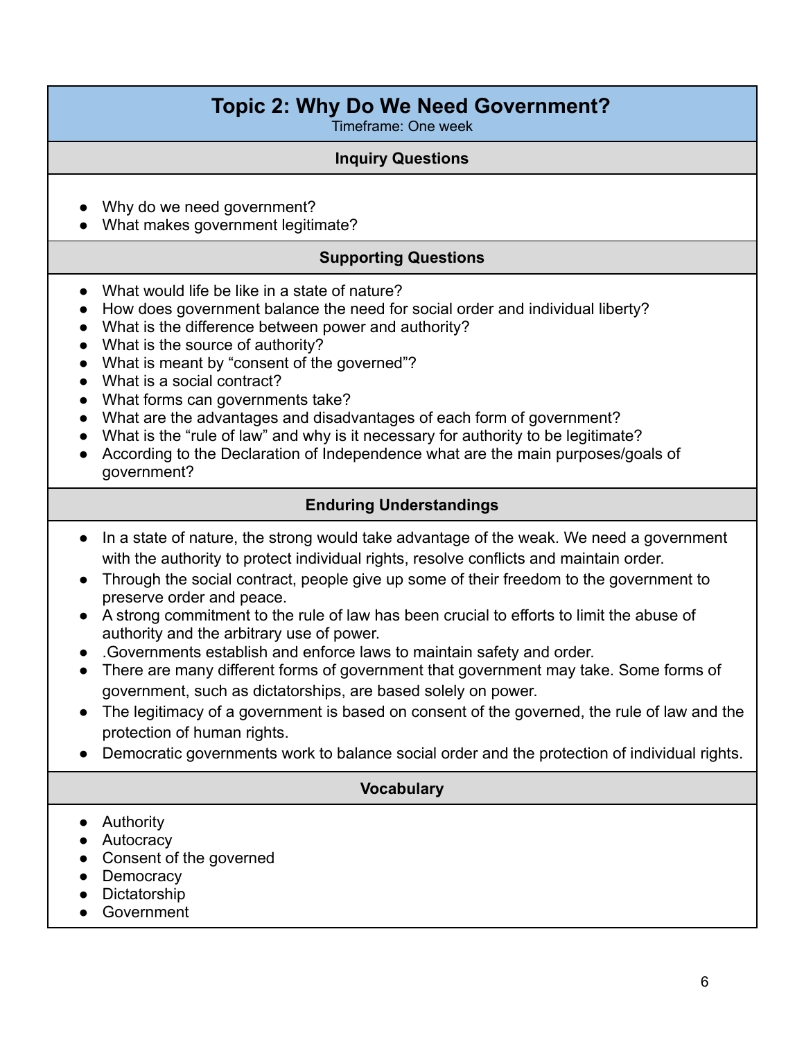# Topic 2: Why Do We Need Government?

Timeframe: One week

## Inquiry Questions

- Why do we need government?
- What makes government legitimate?

## Supporting Questions

- What would life be like in a state of nature?
- How does government balance the need for social order and individual liberty?
- What is the difference between power and authority?
- What is the source of authority?
- What is meant by "consent of the governed"?
- What is a social contract?
- What forms can governments take?
- What are the advantages and disadvantages of each form of government?
- What is the "rule of law" and why is it necessary for authority to be legitimate?
- According to the Declaration of Independence what are the main purposes/goals of government?

## Enduring Understandings

- In a state of nature, the strong would take advantage of the weak. We need a government with the authority to protect individual rights, resolve conflicts and maintain order.
- Through the social contract, people give up some of their freedom to the government to preserve order and peace.
- A strong commitment to the rule of law has been crucial to efforts to limit the abuse of authority and the arbitrary use of power.
- .Governments establish and enforce laws to maintain safety and order.
- There are many different forms of government that government may take. Some forms of government, such as dictatorships, are based solely on power.
- The legitimacy of a government is based on consent of the governed, the rule of law and the protection of human rights.
- Democratic governments work to balance social order and the protection of individual rights.

## Vocabulary

- Authority
- Autocracy
- Consent of the governed
- Democracy
- Dictatorship
- Government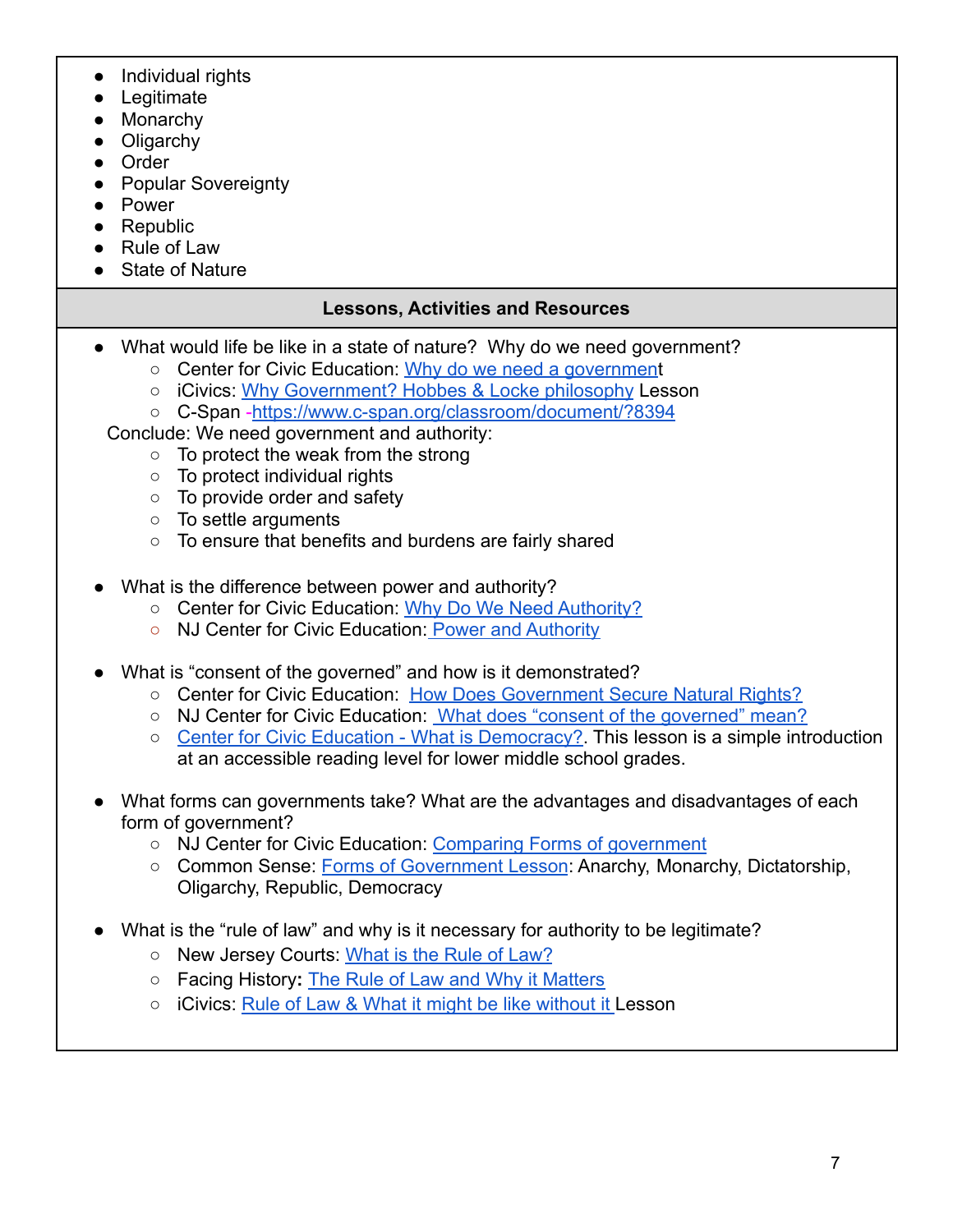- Individual rights
- Legitimate
- Monarchy
- Oligarchy
- Order
- Popular Sovereignty
- Power
- Republic
- Rule of Law
- State of Nature

**Lessons, Activities and Resources**

- What would life be like in a state of nature? Why do we need government?
  - Center for Civic Education: Why do we need a government
  - iCivics: Why Government? Hobbes & Locke philosophy Lesson
  - C-Span -https://www.c-span.org/classroom/document/?8394

Conclude: We need government and authority:
  - To protect the weak from the strong
  - To protect individual rights
  - To provide order and safety
  - To settle arguments
  - To ensure that benefits and burdens are fairly shared

- What is the difference between power and authority?
  - Center for Civic Education: Why Do We Need Authority?
  - NJ Center for Civic Education: Power and Authority

- What is "consent of the governed" and how is it demonstrated?
  - Center for Civic Education: How Does Government Secure Natural Rights?
  - NJ Center for Civic Education: What does "consent of the governed" mean?
  - Center for Civic Education - What is Democracy?. This lesson is a simple introduction at an accessible reading level for lower middle school grades.

- What forms can governments take? What are the advantages and disadvantages of each form of government?
  - NJ Center for Civic Education: Comparing Forms of government
  - Common Sense: Forms of Government Lesson: Anarchy, Monarchy, Dictatorship, Oligarchy, Republic, Democracy

- What is the "rule of law" and why is it necessary for authority to be legitimate?
  - New Jersey Courts: What is the Rule of Law?
  - Facing History: The Rule of Law and Why it Matters
  - iCivics: Rule of Law & What it might be like without it Lesson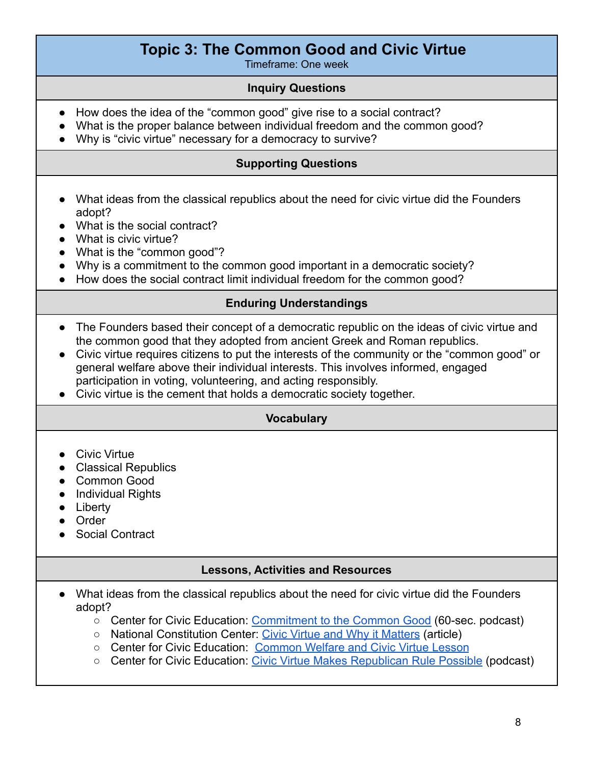# Topic 3: The Common Good and Civic Virtue

Timeframe: One week

### Inquiry Questions

- How does the idea of the "common good" give rise to a social contract?
- What is the proper balance between individual freedom and the common good?
- Why is "civic virtue" necessary for a democracy to survive?

### Supporting Questions

- What ideas from the classical republics about the need for civic virtue did the Founders adopt?
- What is the social contract?
- What is civic virtue?
- What is the "common good"?
- Why is a commitment to the common good important in a democratic society?
- How does the social contract limit individual freedom for the common good?

### Enduring Understandings

- The Founders based their concept of a democratic republic on the ideas of civic virtue and the common good that they adopted from ancient Greek and Roman republics.
- Civic virtue requires citizens to put the interests of the community or the "common good" or general welfare above their individual interests. This involves informed, engaged participation in voting, volunteering, and acting responsibly.
- Civic virtue is the cement that holds a democratic society together.

### Vocabulary

- Civic Virtue
- Classical Republics
- Common Good
- Individual Rights
- Liberty
- Order
- Social Contract

### Lessons, Activities and Resources

- What ideas from the classical republics about the need for civic virtue did the Founders adopt?
  - Center for Civic Education: Commitment to the Common Good (60-sec. podcast)
  - National Constitution Center: Civic Virtue and Why it Matters (article)
  - Center for Civic Education: Common Welfare and Civic Virtue Lesson
  - Center for Civic Education: Civic Virtue Makes Republican Rule Possible (podcast)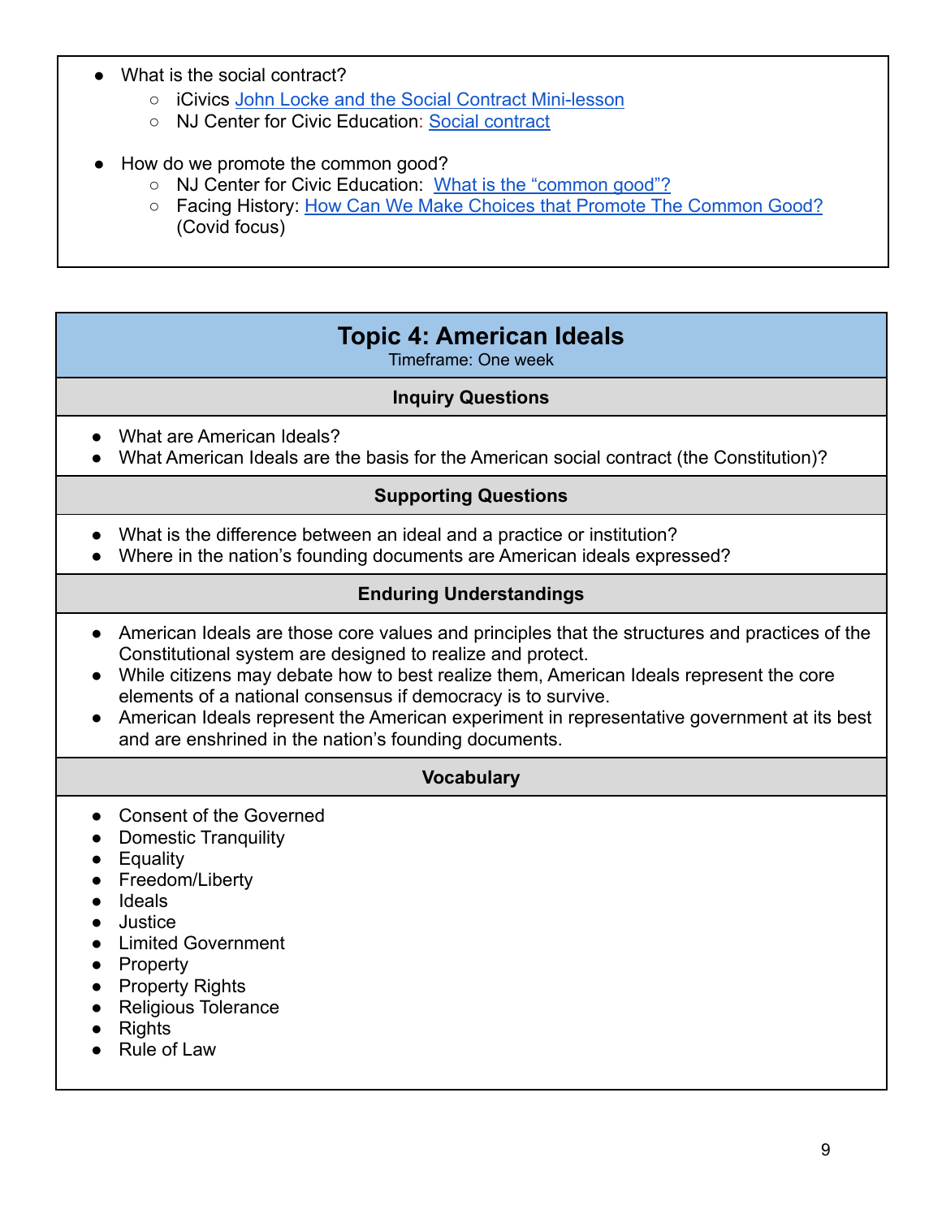- What is the social contract?
  - iCivics John Locke and the Social Contract Mini-lesson
  - NJ Center for Civic Education: Social contract

- How do we promote the common good?
  - NJ Center for Civic Education: What is the "common good"?
  - Facing History: How Can We Make Choices that Promote The Common Good? (Covid focus)

## Topic 4: American Ideals

Timeframe: One week

### Inquiry Questions

- What are American Ideals?
- What American Ideals are the basis for the American social contract (the Constitution)?

### Supporting Questions

- What is the difference between an ideal and a practice or institution?
- Where in the nation's founding documents are American ideals expressed?

### Enduring Understandings

- American Ideals are those core values and principles that the structures and practices of the Constitutional system are designed to realize and protect.
- While citizens may debate how to best realize them, American Ideals represent the core elements of a national consensus if democracy is to survive.
- American Ideals represent the American experiment in representative government at its best and are enshrined in the nation's founding documents.

### Vocabulary

- Consent of the Governed
- Domestic Tranquility
- Equality
- Freedom/Liberty
- Ideals
- Justice
- Limited Government
- Property
- Property Rights
- Religious Tolerance
- Rights
- Rule of Law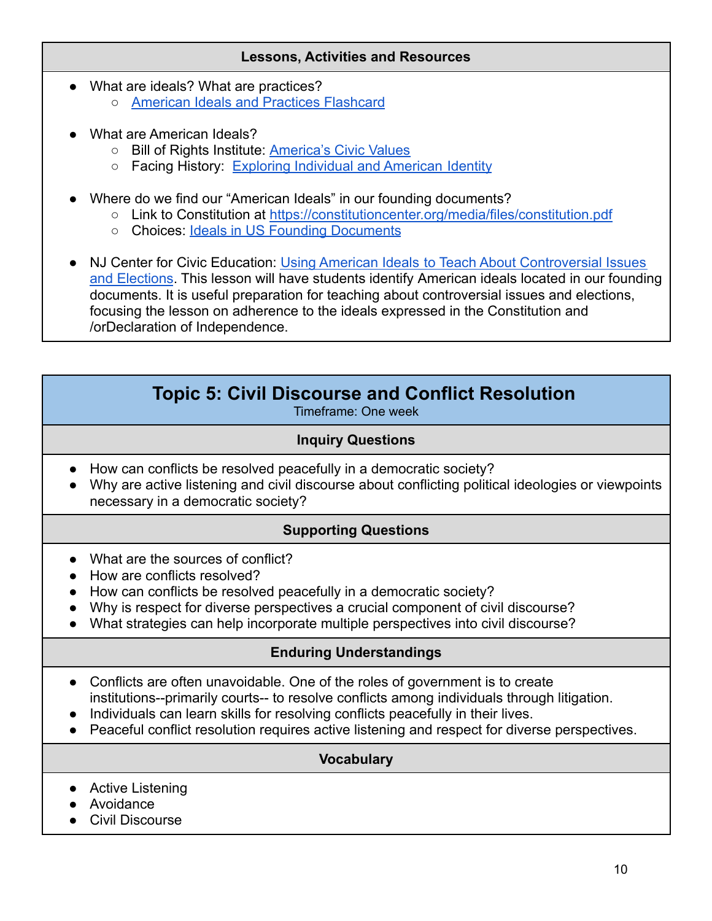**Lessons, Activities and Resources**

- What are ideals? What are practices?
  - American Ideals and Practices Flashcard
- What are American Ideals?
  - Bill of Rights Institute: America's Civic Values
  - Facing History: Exploring Individual and American Identity
- Where do we find our "American Ideals" in our founding documents?
  - Link to Constitution at https://constitutioncenter.org/media/files/constitution.pdf
  - Choices: Ideals in US Founding Documents
- NJ Center for Civic Education: Using American Ideals to Teach About Controversial Issues and Elections. This lesson will have students identify American ideals located in our founding documents. It is useful preparation for teaching about controversial issues and elections, focusing the lesson on adherence to the ideals expressed in the Constitution and /orDeclaration of Independence.

## Topic 5: Civil Discourse and Conflict Resolution

Timeframe: One week

**Inquiry Questions**

- How can conflicts be resolved peacefully in a democratic society?
- Why are active listening and civil discourse about conflicting political ideologies or viewpoints necessary in a democratic society?

**Supporting Questions**

- What are the sources of conflict?
- How are conflicts resolved?
- How can conflicts be resolved peacefully in a democratic society?
- Why is respect for diverse perspectives a crucial component of civil discourse?
- What strategies can help incorporate multiple perspectives into civil discourse?

**Enduring Understandings**

- Conflicts are often unavoidable. One of the roles of government is to create institutions--primarily courts-- to resolve conflicts among individuals through litigation.
- Individuals can learn skills for resolving conflicts peacefully in their lives.
- Peaceful conflict resolution requires active listening and respect for diverse perspectives.

**Vocabulary**

- Active Listening
- Avoidance
- Civil Discourse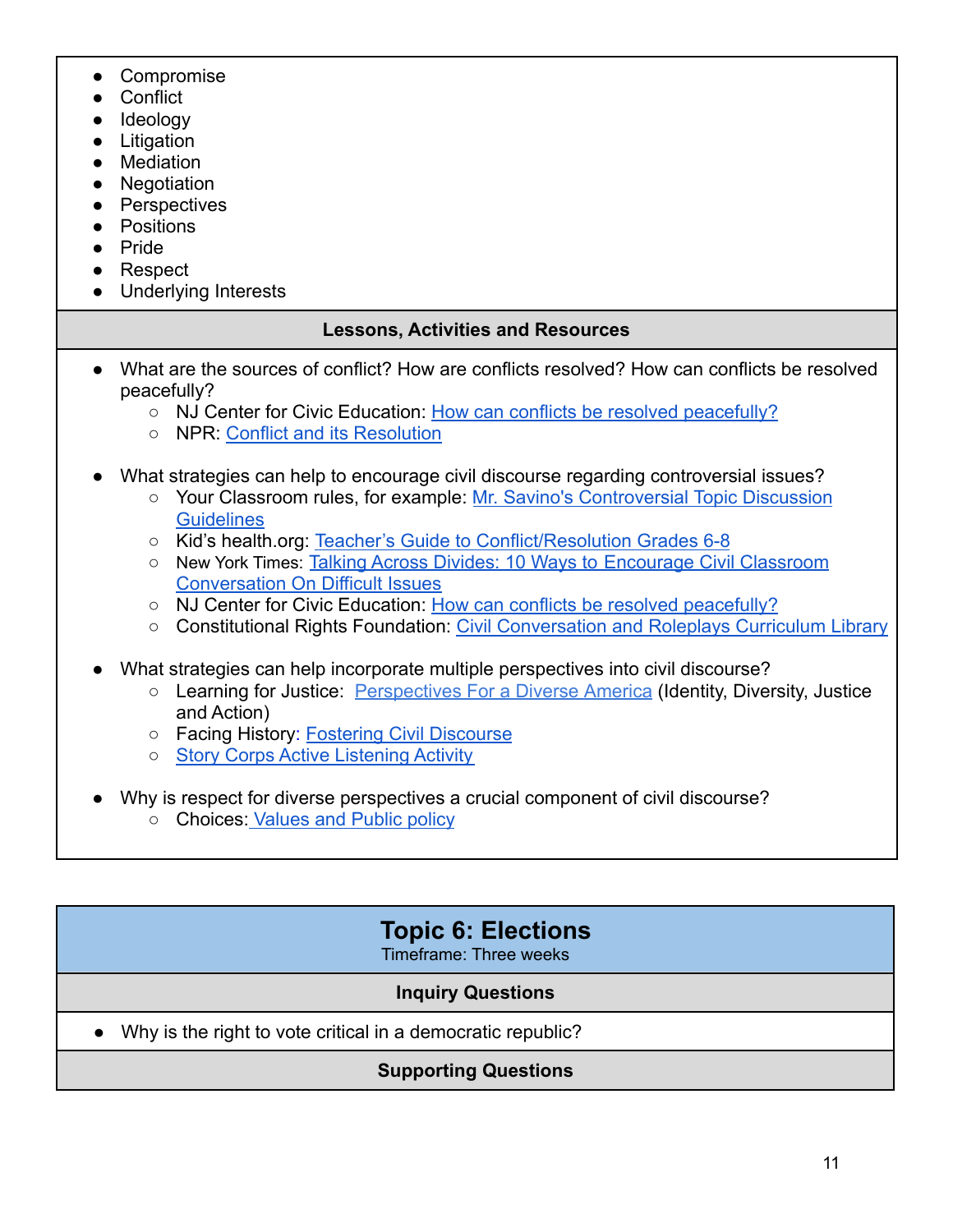- Compromise
- Conflict
- Ideology
- Litigation
- Mediation
- Negotiation
- Perspectives
- Positions
- Pride
- Respect
- Underlying Interests

**Lessons, Activities and Resources**

- What are the sources of conflict? How are conflicts resolved? How can conflicts be resolved peacefully?
  - NJ Center for Civic Education: How can conflicts be resolved peacefully?
  - NPR: Conflict and its Resolution

- What strategies can help to encourage civil discourse regarding controversial issues?
  - Your Classroom rules, for example: Mr. Savino's Controversial Topic Discussion Guidelines
  - Kid's health.org: Teacher's Guide to Conflict/Resolution Grades 6-8
  - New York Times: Talking Across Divides: 10 Ways to Encourage Civil Classroom Conversation On Difficult Issues
  - NJ Center for Civic Education: How can conflicts be resolved peacefully?
  - Constitutional Rights Foundation: Civil Conversation and Roleplays Curriculum Library

- What strategies can help incorporate multiple perspectives into civil discourse?
  - Learning for Justice: Perspectives For a Diverse America (Identity, Diversity, Justice and Action)
  - Facing History: Fostering Civil Discourse
  - Story Corps Active Listening Activity

- Why is respect for diverse perspectives a crucial component of civil discourse?
  - Choices: Values and Public policy

## Topic 6: Elections

Timeframe: Three weeks

**Inquiry Questions**

- Why is the right to vote critical in a democratic republic?

**Supporting Questions**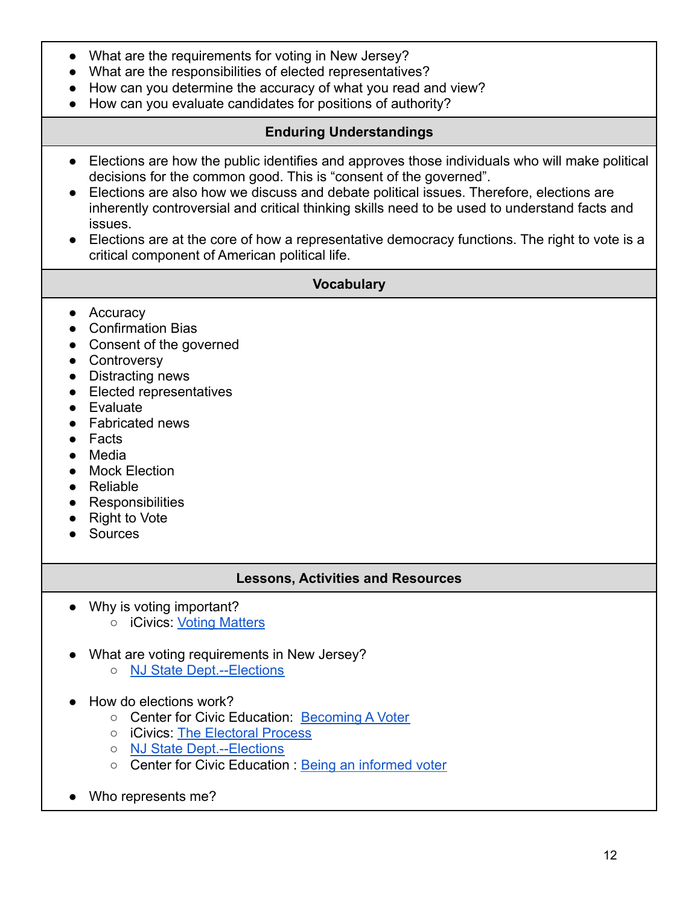- What are the requirements for voting in New Jersey?
- What are the responsibilities of elected representatives?
- How can you determine the accuracy of what you read and view?
- How can you evaluate candidates for positions of authority?

## Enduring Understandings

- Elections are how the public identifies and approves those individuals who will make political decisions for the common good. This is "consent of the governed".
- Elections are also how we discuss and debate political issues. Therefore, elections are inherently controversial and critical thinking skills need to be used to understand facts and issues.
- Elections are at the core of how a representative democracy functions. The right to vote is a critical component of American political life.

## Vocabulary

- Accuracy
- Confirmation Bias
- Consent of the governed
- Controversy
- Distracting news
- Elected representatives
- Evaluate
- Fabricated news
- Facts
- Media
- Mock Election
- Reliable
- Responsibilities
- Right to Vote
- Sources

## Lessons, Activities and Resources

- Why is voting important?
  - iCivics: Voting Matters

- What are voting requirements in New Jersey?
  - NJ State Dept.--Elections

- How do elections work?
  - Center for Civic Education: Becoming A Voter
  - iCivics: The Electoral Process
  - NJ State Dept.--Elections
  - Center for Civic Education : Being an informed voter

- Who represents me?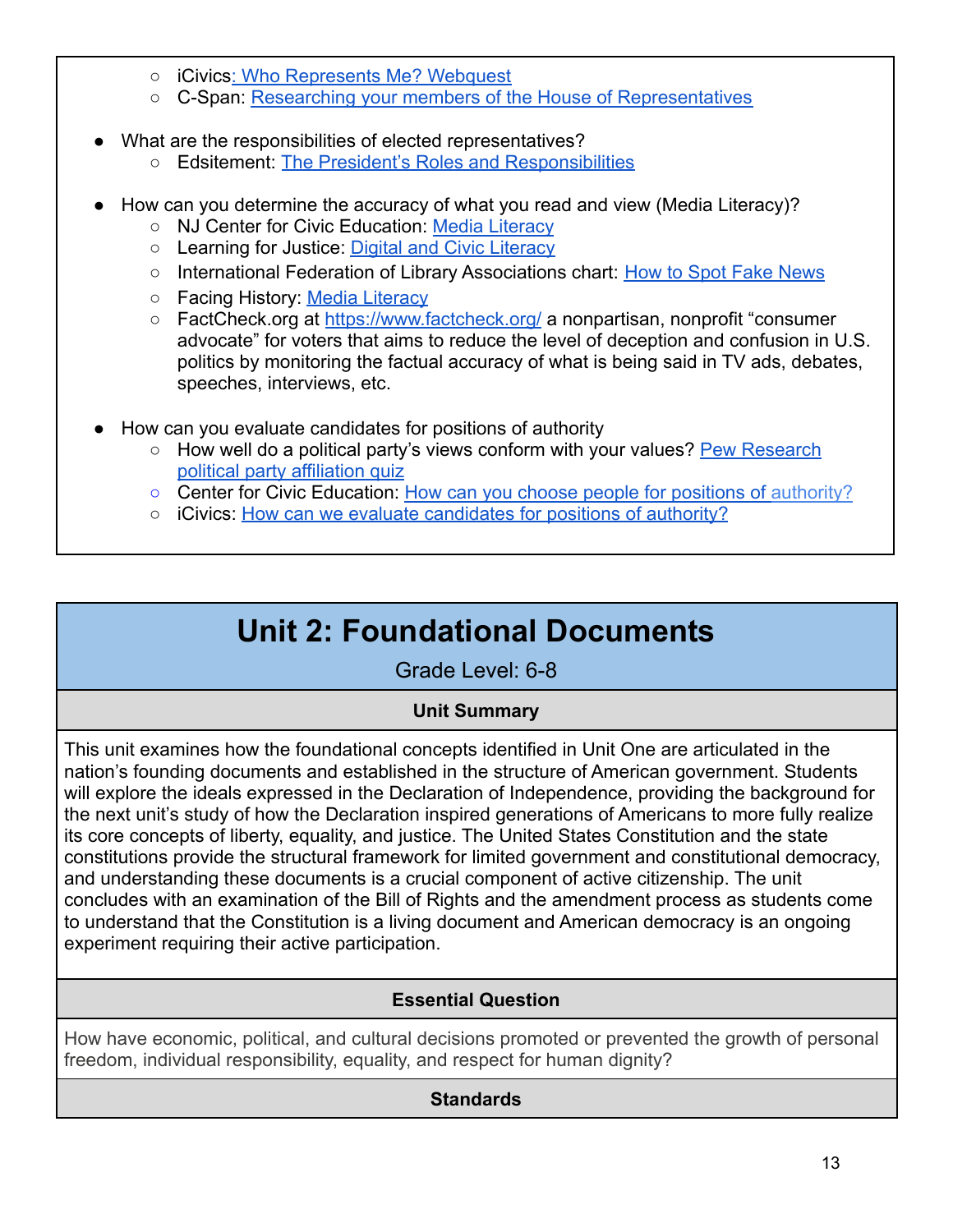- iCivics: Who Represents Me? Webquest
- C-Span: Researching your members of the House of Representatives

- What are the responsibilities of elected representatives?
  - Edsitement: The President's Roles and Responsibilities

- How can you determine the accuracy of what you read and view (Media Literacy)?
  - NJ Center for Civic Education: Media Literacy
  - Learning for Justice: Digital and Civic Literacy
  - International Federation of Library Associations chart: How to Spot Fake News
  - Facing History: Media Literacy
  - FactCheck.org at https://www.factcheck.org/ a nonpartisan, nonprofit "consumer advocate" for voters that aims to reduce the level of deception and confusion in U.S. politics by monitoring the factual accuracy of what is being said in TV ads, debates, speeches, interviews, etc.

- How can you evaluate candidates for positions of authority
  - How well do a political party's views conform with your values? Pew Research political party affiliation quiz
  - Center for Civic Education: How can you choose people for positions of authority?
  - iCivics: How can we evaluate candidates for positions of authority?

# Unit 2: Foundational Documents

Grade Level: 6-8

**Unit Summary**

This unit examines how the foundational concepts identified in Unit One are articulated in the nation's founding documents and established in the structure of American government. Students will explore the ideals expressed in the Declaration of Independence, providing the background for the next unit's study of how the Declaration inspired generations of Americans to more fully realize its core concepts of liberty, equality, and justice. The United States Constitution and the state constitutions provide the structural framework for limited government and constitutional democracy, and understanding these documents is a crucial component of active citizenship. The unit concludes with an examination of the Bill of Rights and the amendment process as students come to understand that the Constitution is a living document and American democracy is an ongoing experiment requiring their active participation.

**Essential Question**

How have economic, political, and cultural decisions promoted or prevented the growth of personal freedom, individual responsibility, equality, and respect for human dignity?

**Standards**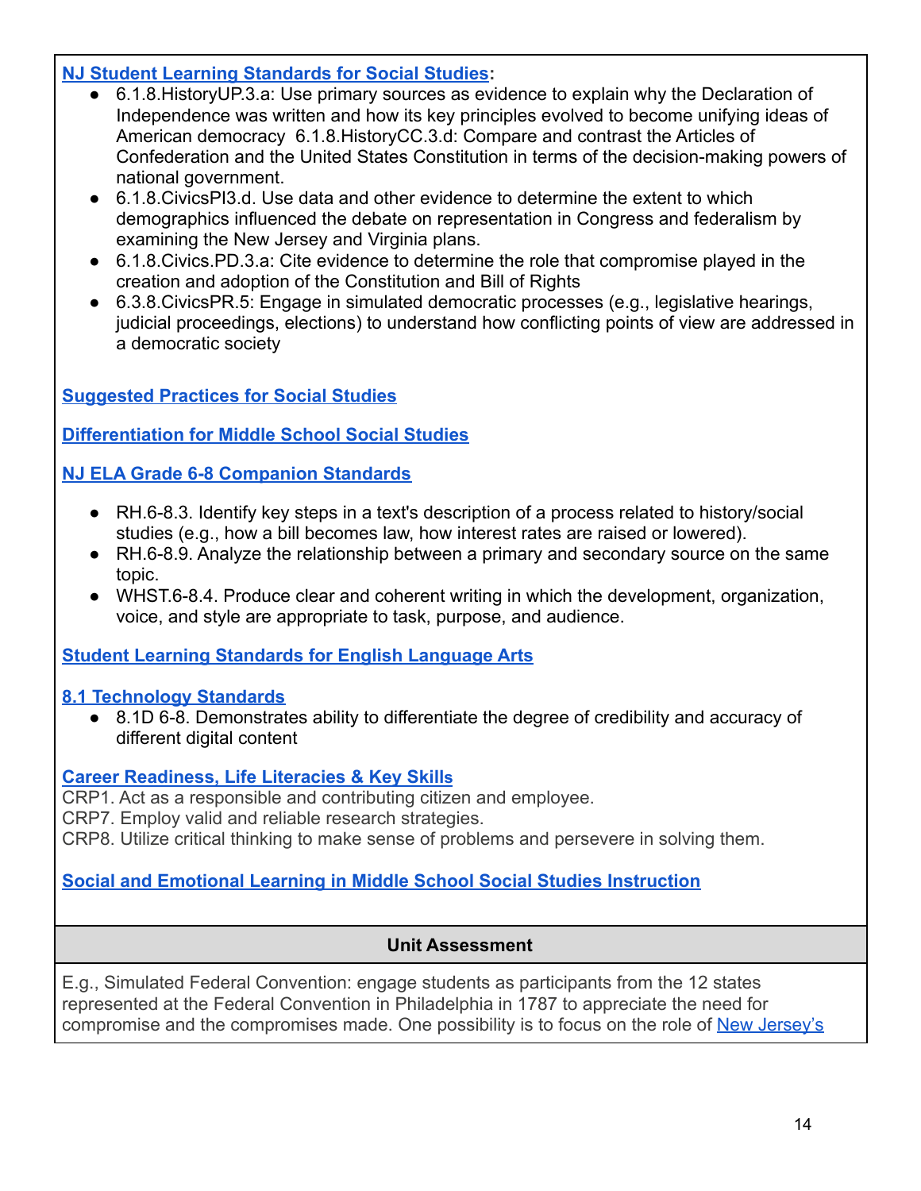**NJ Student Learning Standards for Social Studies:**

- 6.1.8.HistoryUP.3.a: Use primary sources as evidence to explain why the Declaration of Independence was written and how its key principles evolved to become unifying ideas of American democracy 6.1.8.HistoryCC.3.d: Compare and contrast the Articles of Confederation and the United States Constitution in terms of the decision-making powers of national government.
- 6.1.8.CivicsPI3.d. Use data and other evidence to determine the extent to which demographics influenced the debate on representation in Congress and federalism by examining the New Jersey and Virginia plans.
- 6.1.8.Civics.PD.3.a: Cite evidence to determine the role that compromise played in the creation and adoption of the Constitution and Bill of Rights
- 6.3.8.CivicsPR.5: Engage in simulated democratic processes (e.g., legislative hearings, judicial proceedings, elections) to understand how conflicting points of view are addressed in a democratic society

**Suggested Practices for Social Studies**

**Differentiation for Middle School Social Studies**

**NJ ELA Grade 6-8 Companion Standards**

- RH.6-8.3. Identify key steps in a text's description of a process related to history/social studies (e.g., how a bill becomes law, how interest rates are raised or lowered).
- RH.6-8.9. Analyze the relationship between a primary and secondary source on the same topic.
- WHST.6-8.4. Produce clear and coherent writing in which the development, organization, voice, and style are appropriate to task, purpose, and audience.

**Student Learning Standards for English Language Arts**

**8.1 Technology Standards**

- 8.1D 6-8. Demonstrates ability to differentiate the degree of credibility and accuracy of different digital content

**Career Readiness, Life Literacies & Key Skills**

CRP1. Act as a responsible and contributing citizen and employee.
CRP7. Employ valid and reliable research strategies.
CRP8. Utilize critical thinking to make sense of problems and persevere in solving them.

**Social and Emotional Learning in Middle School Social Studies Instruction**

## Unit Assessment

E.g., Simulated Federal Convention: engage students as participants from the 12 states represented at the Federal Convention in Philadelphia in 1787 to appreciate the need for compromise and the compromises made. One possibility is to focus on the role of New Jersey's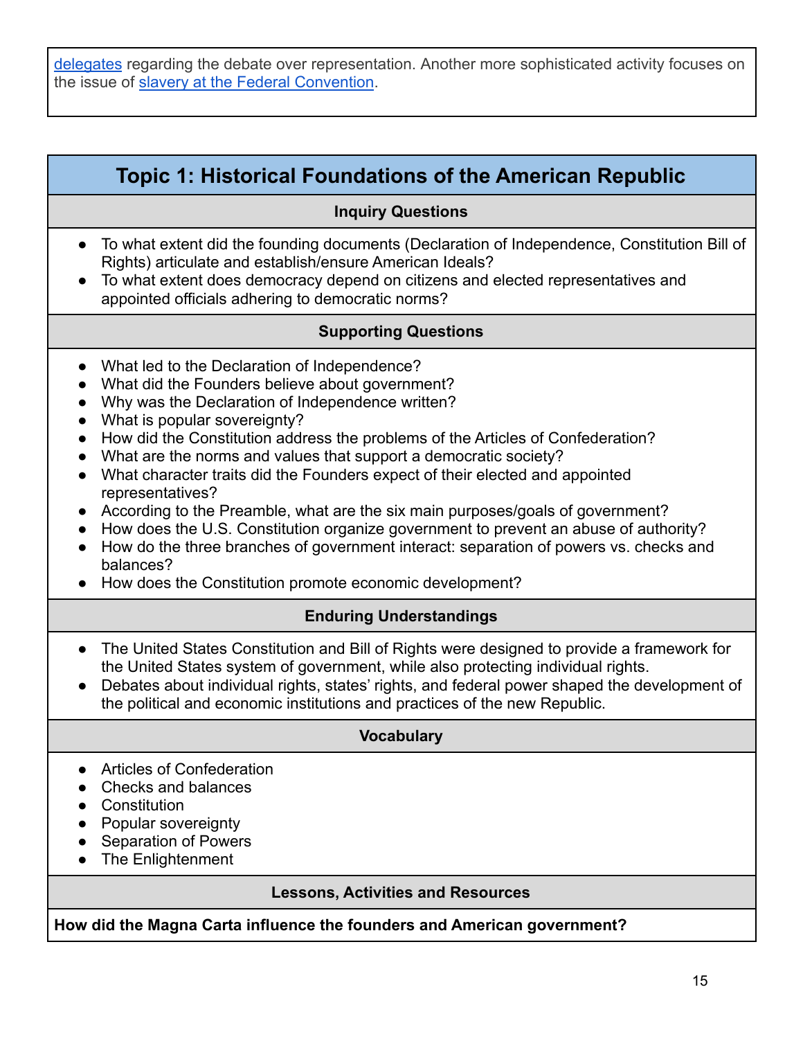delegates regarding the debate over representation. Another more sophisticated activity focuses on the issue of slavery at the Federal Convention.

## Topic 1: Historical Foundations of the American Republic

### Inquiry Questions

- To what extent did the founding documents (Declaration of Independence, Constitution Bill of Rights) articulate and establish/ensure American Ideals?
- To what extent does democracy depend on citizens and elected representatives and appointed officials adhering to democratic norms?

### Supporting Questions

- What led to the Declaration of Independence?
- What did the Founders believe about government?
- Why was the Declaration of Independence written?
- What is popular sovereignty?
- How did the Constitution address the problems of the Articles of Confederation?
- What are the norms and values that support a democratic society?
- What character traits did the Founders expect of their elected and appointed representatives?
- According to the Preamble, what are the six main purposes/goals of government?
- How does the U.S. Constitution organize government to prevent an abuse of authority?
- How do the three branches of government interact: separation of powers vs. checks and balances?
- How does the Constitution promote economic development?

### Enduring Understandings

- The United States Constitution and Bill of Rights were designed to provide a framework for the United States system of government, while also protecting individual rights.
- Debates about individual rights, states' rights, and federal power shaped the development of the political and economic institutions and practices of the new Republic.

### Vocabulary

- Articles of Confederation
- Checks and balances
- Constitution
- Popular sovereignty
- Separation of Powers
- The Enlightenment

### Lessons, Activities and Resources

**How did the Magna Carta influence the founders and American government?**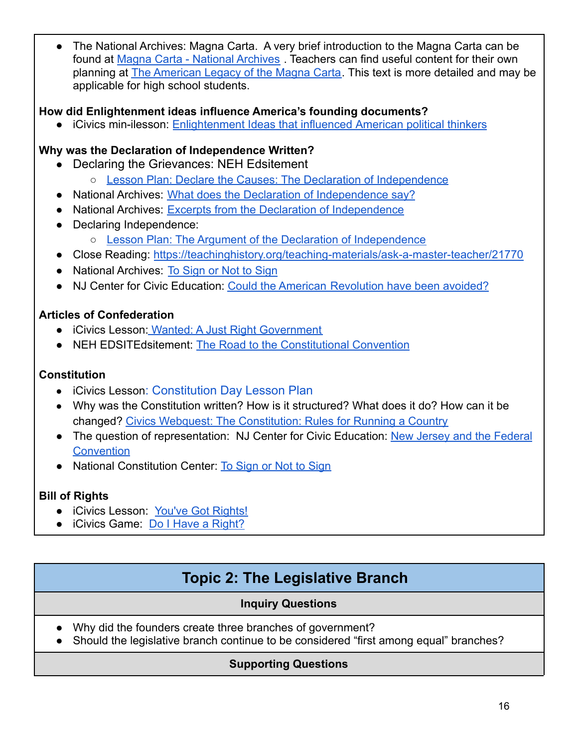- The National Archives: Magna Carta. A very brief introduction to the Magna Carta can be found at Magna Carta - National Archives . Teachers can find useful content for their own planning at The American Legacy of the Magna Carta. This text is more detailed and may be applicable for high school students.

**How did Enlightenment ideas influence America's founding documents?**

- iCivics min-ilesson: Enlightenment Ideas that influenced American political thinkers

**Why was the Declaration of Independence Written?**

- Declaring the Grievances: NEH Edsitement
  - Lesson Plan: Declare the Causes: The Declaration of Independence
- National Archives: What does the Declaration of Independence say?
- National Archives: Excerpts from the Declaration of Independence
- Declaring Independence:
  - Lesson Plan: The Argument of the Declaration of Independence
- Close Reading: https://teachinghistory.org/teaching-materials/ask-a-master-teacher/21770
- National Archives: To Sign or Not to Sign
- NJ Center for Civic Education: Could the American Revolution have been avoided?

**Articles of Confederation**

- iCivics Lesson: Wanted: A Just Right Government
- NEH EDSITEdsitement: The Road to the Constitutional Convention

**Constitution**

- iCivics Lesson: Constitution Day Lesson Plan
- Why was the Constitution written? How is it structured? What does it do? How can it be changed? Civics Webquest: The Constitution: Rules for Running a Country
- The question of representation: NJ Center for Civic Education: New Jersey and the Federal Convention
- National Constitution Center: To Sign or Not to Sign

**Bill of Rights**

- iCivics Lesson: You've Got Rights!
- iCivics Game: Do I Have a Right?

## Topic 2: The Legislative Branch

**Inquiry Questions**

- Why did the founders create three branches of government?
- Should the legislative branch continue to be considered "first among equal" branches?

**Supporting Questions**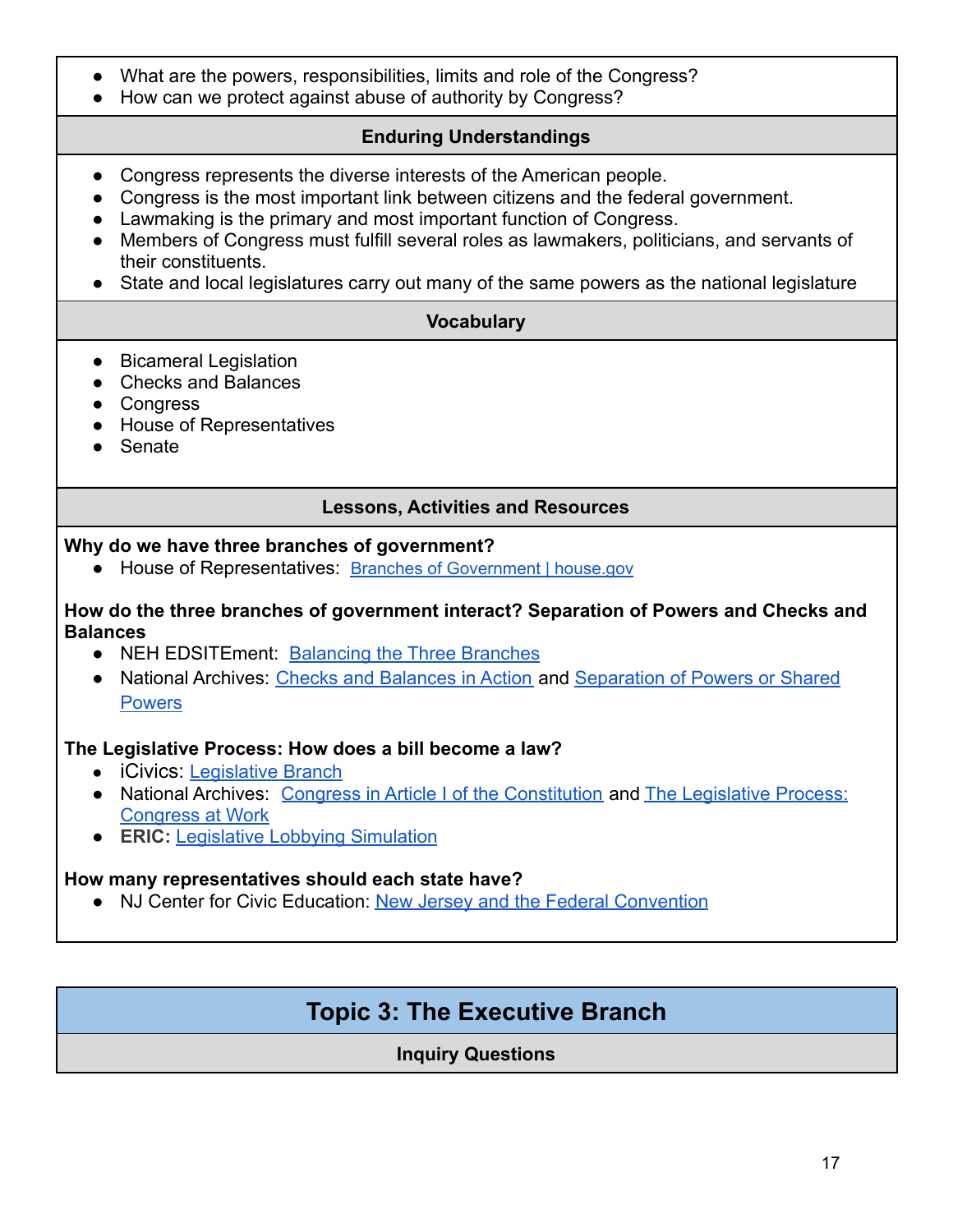- What are the powers, responsibilities, limits and role of the Congress?
- How can we protect against abuse of authority by Congress?

### Enduring Understandings

- Congress represents the diverse interests of the American people.
- Congress is the most important link between citizens and the federal government.
- Lawmaking is the primary and most important function of Congress.
- Members of Congress must fulfill several roles as lawmakers, politicians, and servants of their constituents.
- State and local legislatures carry out many of the same powers as the national legislature

### Vocabulary

- Bicameral Legislation
- Checks and Balances
- Congress
- House of Representatives
- Senate

### Lessons, Activities and Resources

**Why do we have three branches of government?**

- House of Representatives: Branches of Government | house.gov

**How do the three branches of government interact? Separation of Powers and Checks and Balances**

- NEH EDSITEment: Balancing the Three Branches
- National Archives: Checks and Balances in Action and Separation of Powers or Shared Powers

**The Legislative Process: How does a bill become a law?**

- iCivics: Legislative Branch
- National Archives: Congress in Article I of the Constitution and The Legislative Process: Congress at Work
- **ERIC:** Legislative Lobbying Simulation

**How many representatives should each state have?**

- NJ Center for Civic Education: New Jersey and the Federal Convention

## Topic 3: The Executive Branch

### Inquiry Questions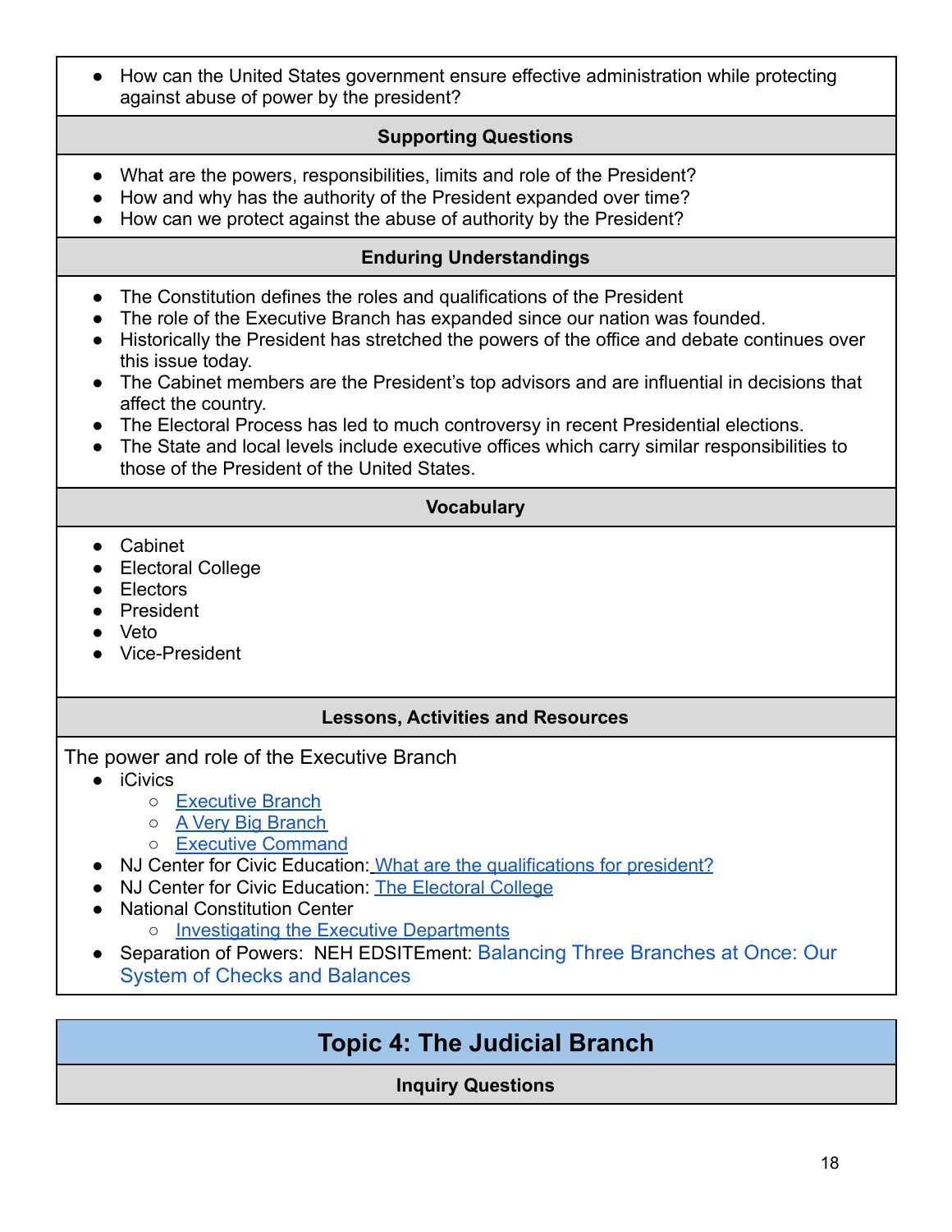- How can the United States government ensure effective administration while protecting against abuse of power by the president?

**Supporting Questions**

- What are the powers, responsibilities, limits and role of the President?
- How and why has the authority of the President expanded over time?
- How can we protect against the abuse of authority by the President?

**Enduring Understandings**

- The Constitution defines the roles and qualifications of the President
- The role of the Executive Branch has expanded since our nation was founded.
- Historically the President has stretched the powers of the office and debate continues over this issue today.
- The Cabinet members are the President's top advisors and are influential in decisions that affect the country.
- The Electoral Process has led to much controversy in recent Presidential elections.
- The State and local levels include executive offices which carry similar responsibilities to those of the President of the United States.

**Vocabulary**

- Cabinet
- Electoral College
- Electors
- President
- Veto
- Vice-President

**Lessons, Activities and Resources**

The power and role of the Executive Branch

- iCivics
  - Executive Branch
  - A Very Big Branch
  - Executive Command
- NJ Center for Civic Education: What are the qualifications for president?
- NJ Center for Civic Education: The Electoral College
- National Constitution Center
  - Investigating the Executive Departments
- Separation of Powers: NEH EDSITEment: Balancing Three Branches at Once: Our System of Checks and Balances

## Topic 4: The Judicial Branch

**Inquiry Questions**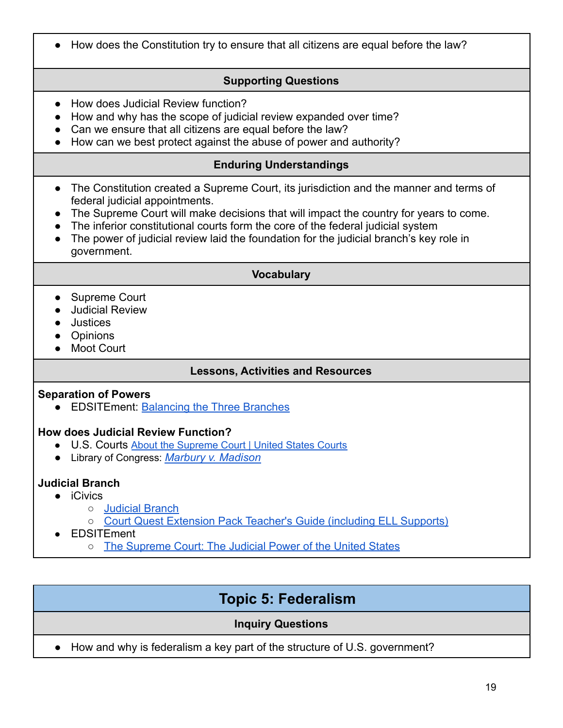- How does the Constitution try to ensure that all citizens are equal before the law?

**Supporting Questions**

- How does Judicial Review function?
- How and why has the scope of judicial review expanded over time?
- Can we ensure that all citizens are equal before the law?
- How can we best protect against the abuse of power and authority?

**Enduring Understandings**

- The Constitution created a Supreme Court, its jurisdiction and the manner and terms of federal judicial appointments.
- The Supreme Court will make decisions that will impact the country for years to come.
- The inferior constitutional courts form the core of the federal judicial system
- The power of judicial review laid the foundation for the judicial branch's key role in government.

**Vocabulary**

- Supreme Court
- Judicial Review
- Justices
- Opinions
- Moot Court

**Lessons, Activities and Resources**

**Separation of Powers**

- EDSITEment: Balancing the Three Branches

**How does Judicial Review Function?**

- U.S. Courts About the Supreme Court | United States Courts
- Library of Congress: *Marbury v. Madison*

**Judicial Branch**

- iCivics
  - Judicial Branch
  - Court Quest Extension Pack Teacher's Guide (including ELL Supports)
- EDSITEment
  - The Supreme Court: The Judicial Power of the United States

## Topic 5: Federalism

**Inquiry Questions**

- How and why is federalism a key part of the structure of U.S. government?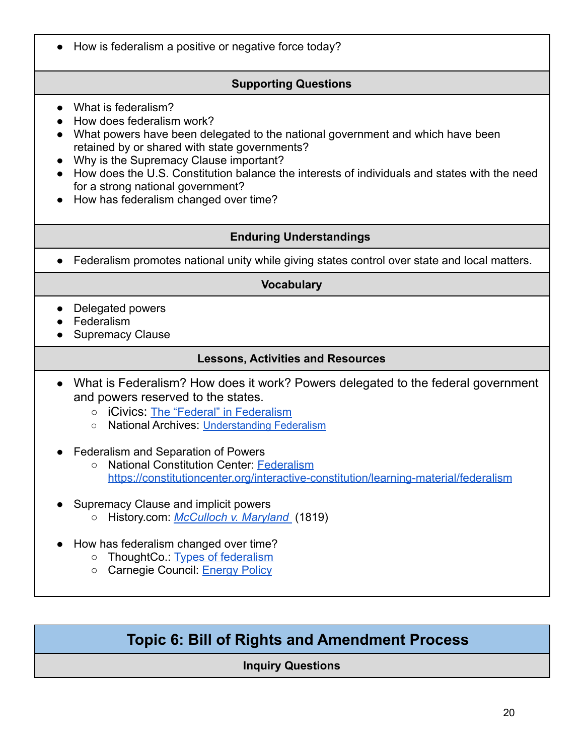- How is federalism a positive or negative force today?

**Supporting Questions**

- What is federalism?
- How does federalism work?
- What powers have been delegated to the national government and which have been retained by or shared with state governments?
- Why is the Supremacy Clause important?
- How does the U.S. Constitution balance the interests of individuals and states with the need for a strong national government?
- How has federalism changed over time?

**Enduring Understandings**

- Federalism promotes national unity while giving states control over state and local matters.

**Vocabulary**

- Delegated powers
- Federalism
- Supremacy Clause

**Lessons, Activities and Resources**

- What is Federalism? How does it work? Powers delegated to the federal government and powers reserved to the states.
  - iCivics: The “Federal” in Federalism
  - National Archives: Understanding Federalism

- Federalism and Separation of Powers
  - National Constitution Center: Federalism https://constitutioncenter.org/interactive-constitution/learning-material/federalism

- Supremacy Clause and implicit powers
  - History.com: *McCulloch v. Maryland* (1819)

- How has federalism changed over time?
  - ThoughtCo.: Types of federalism
  - Carnegie Council: Energy Policy

## Topic 6: Bill of Rights and Amendment Process

**Inquiry Questions**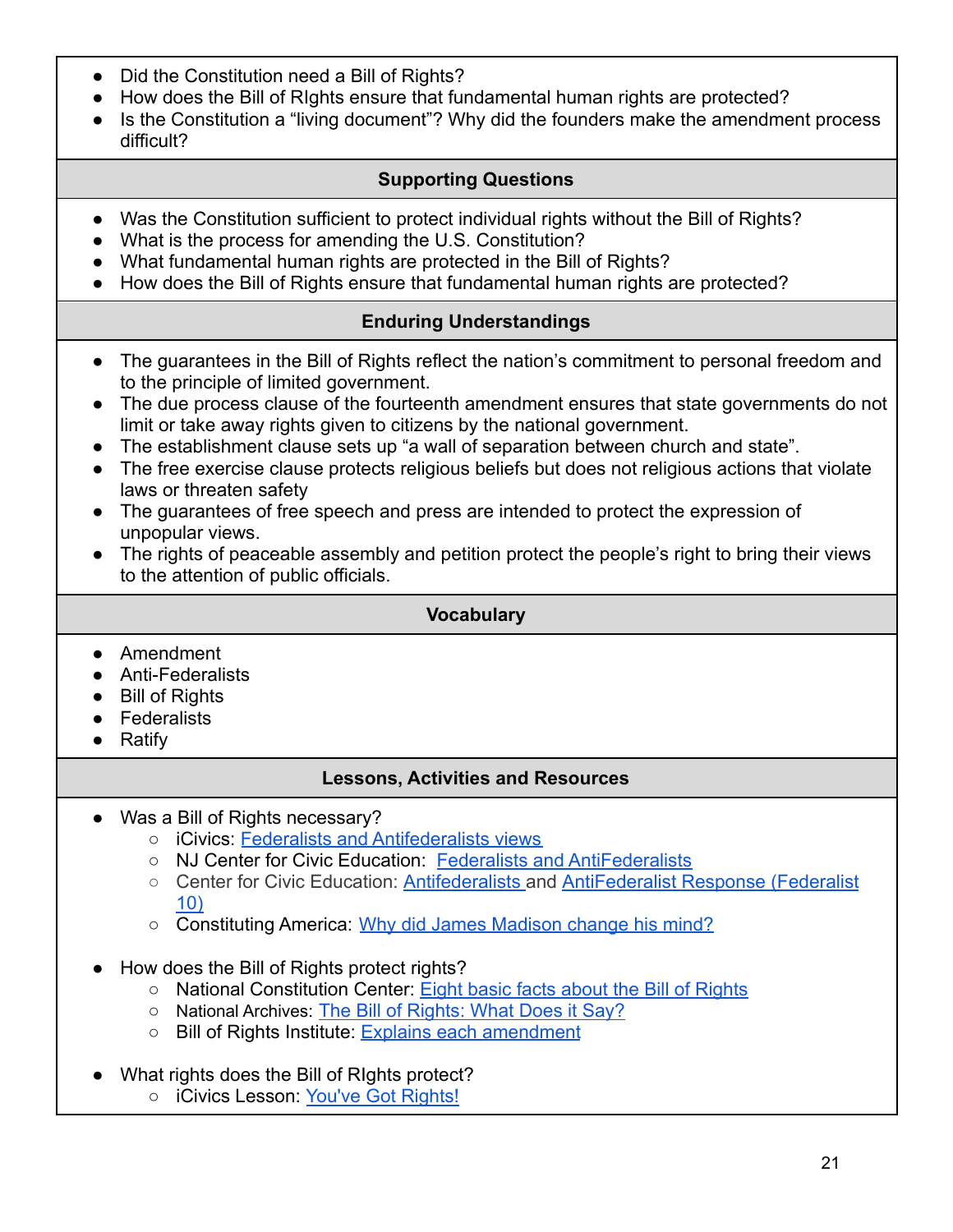- Did the Constitution need a Bill of Rights?
- How does the Bill of RIghts ensure that fundamental human rights are protected?
- Is the Constitution a "living document"? Why did the founders make the amendment process difficult?

## Supporting Questions

- Was the Constitution sufficient to protect individual rights without the Bill of Rights?
- What is the process for amending the U.S. Constitution?
- What fundamental human rights are protected in the Bill of Rights?
- How does the Bill of Rights ensure that fundamental human rights are protected?

## Enduring Understandings

- The guarantees in the Bill of Rights reflect the nation's commitment to personal freedom and to the principle of limited government.
- The due process clause of the fourteenth amendment ensures that state governments do not limit or take away rights given to citizens by the national government.
- The establishment clause sets up "a wall of separation between church and state".
- The free exercise clause protects religious beliefs but does not religious actions that violate laws or threaten safety
- The guarantees of free speech and press are intended to protect the expression of unpopular views.
- The rights of peaceable assembly and petition protect the people's right to bring their views to the attention of public officials.

## Vocabulary

- Amendment
- Anti-Federalists
- Bill of Rights
- Federalists
- Ratify

## Lessons, Activities and Resources

- Was a Bill of Rights necessary?
  - iCivics: Federalists and Antifederalists views
  - NJ Center for Civic Education: Federalists and AntiFederalists
  - Center for Civic Education: Antifederalists and AntiFederalist Response (Federalist 10)
  - Constituting America: Why did James Madison change his mind?

- How does the Bill of Rights protect rights?
  - National Constitution Center: Eight basic facts about the Bill of Rights
  - National Archives: The Bill of Rights: What Does it Say?
  - Bill of Rights Institute: Explains each amendment

- What rights does the Bill of RIghts protect?
  - iCivics Lesson: You've Got Rights!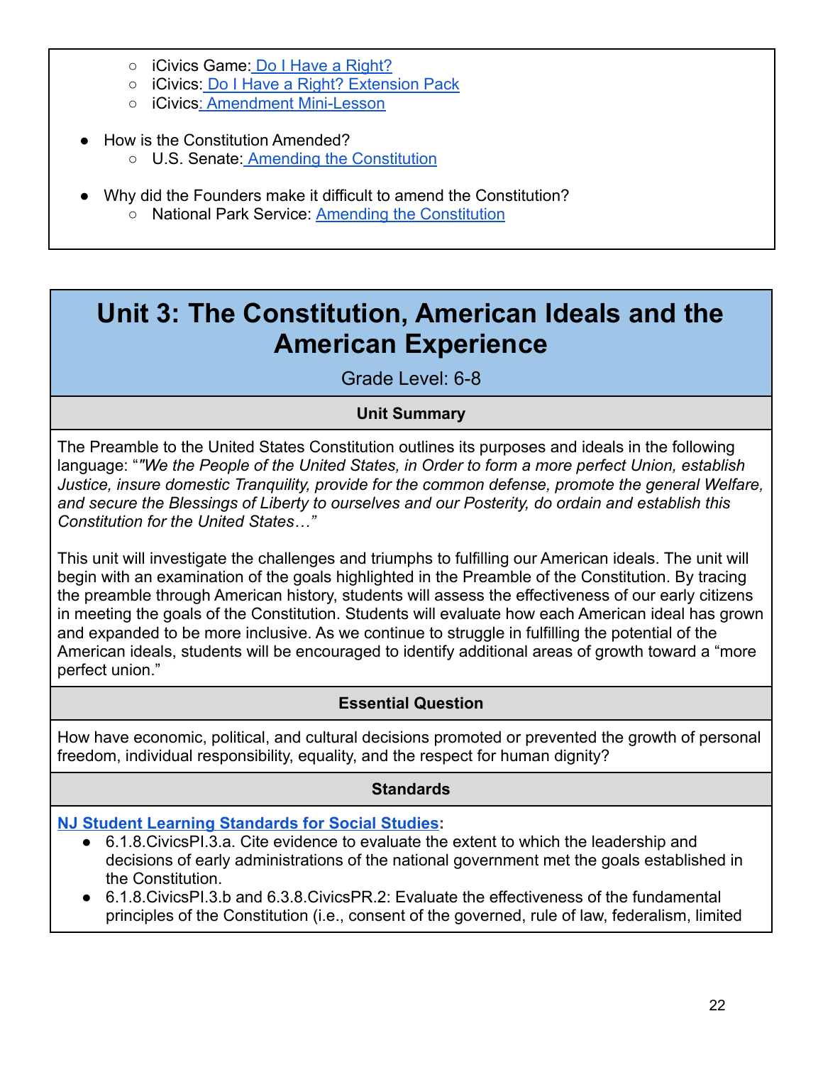- iCivics Game: Do I Have a Right?
- iCivics: Do I Have a Right? Extension Pack
- iCivics: Amendment Mini-Lesson

- How is the Constitution Amended?
  - U.S. Senate: Amending the Constitution

- Why did the Founders make it difficult to amend the Constitution?
  - National Park Service: Amending the Constitution

# Unit 3: The Constitution, American Ideals and the American Experience

Grade Level: 6-8

**Unit Summary**

The Preamble to the United States Constitution outlines its purposes and ideals in the following language: "*"We the People of the United States, in Order to form a more perfect Union, establish Justice, insure domestic Tranquility, provide for the common defense, promote the general Welfare, and secure the Blessings of Liberty to ourselves and our Posterity, do ordain and establish this Constitution for the United States…"*

This unit will investigate the challenges and triumphs to fulfilling our American ideals. The unit will begin with an examination of the goals highlighted in the Preamble of the Constitution. By tracing the preamble through American history, students will assess the effectiveness of our early citizens in meeting the goals of the Constitution. Students will evaluate how each American ideal has grown and expanded to be more inclusive. As we continue to struggle in fulfilling the potential of the American ideals, students will be encouraged to identify additional areas of growth toward a "more perfect union."

**Essential Question**

How have economic, political, and cultural decisions promoted or prevented the growth of personal freedom, individual responsibility, equality, and the respect for human dignity?

**Standards**

**NJ Student Learning Standards for Social Studies:**

- 6.1.8.CivicsPI.3.a. Cite evidence to evaluate the extent to which the leadership and decisions of early administrations of the national government met the goals established in the Constitution.
- 6.1.8.CivicsPI.3.b and 6.3.8.CivicsPR.2: Evaluate the effectiveness of the fundamental principles of the Constitution (i.e., consent of the governed, rule of law, federalism, limited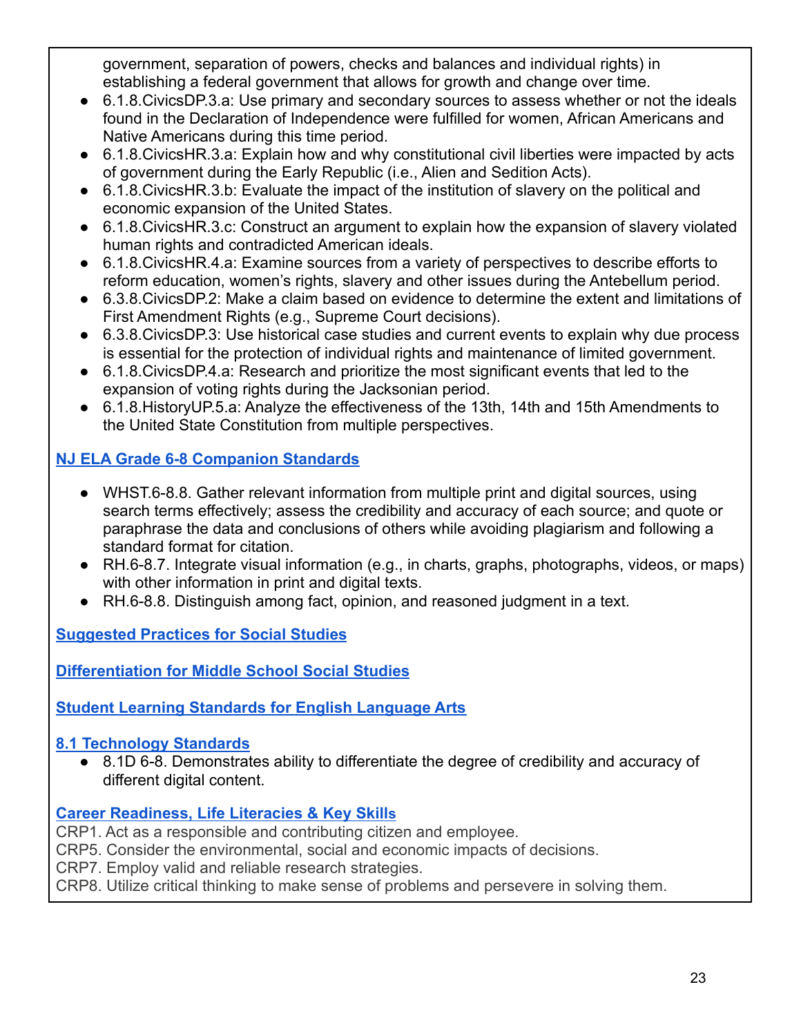government, separation of powers, checks and balances and individual rights) in establishing a federal government that allows for growth and change over time.
- 6.1.8.CivicsDP.3.a: Use primary and secondary sources to assess whether or not the ideals found in the Declaration of Independence were fulfilled for women, African Americans and Native Americans during this time period.
- 6.1.8.CivicsHR.3.a: Explain how and why constitutional civil liberties were impacted by acts of government during the Early Republic (i.e., Alien and Sedition Acts).
- 6.1.8.CivicsHR.3.b: Evaluate the impact of the institution of slavery on the political and economic expansion of the United States.
- 6.1.8.CivicsHR.3.c: Construct an argument to explain how the expansion of slavery violated human rights and contradicted American ideals.
- 6.1.8.CivicsHR.4.a: Examine sources from a variety of perspectives to describe efforts to reform education, women's rights, slavery and other issues during the Antebellum period.
- 6.3.8.CivicsDP.2: Make a claim based on evidence to determine the extent and limitations of First Amendment Rights (e.g., Supreme Court decisions).
- 6.3.8.CivicsDP.3: Use historical case studies and current events to explain why due process is essential for the protection of individual rights and maintenance of limited government.
- 6.1.8.CivicsDP.4.a: Research and prioritize the most significant events that led to the expansion of voting rights during the Jacksonian period.
- 6.1.8.HistoryUP.5.a: Analyze the effectiveness of the 13th, 14th and 15th Amendments to the United State Constitution from multiple perspectives.

**NJ ELA Grade 6-8 Companion Standards**

- WHST.6-8.8. Gather relevant information from multiple print and digital sources, using search terms effectively; assess the credibility and accuracy of each source; and quote or paraphrase the data and conclusions of others while avoiding plagiarism and following a standard format for citation.
- RH.6-8.7. Integrate visual information (e.g., in charts, graphs, photographs, videos, or maps) with other information in print and digital texts.
- RH.6-8.8. Distinguish among fact, opinion, and reasoned judgment in a text.

**Suggested Practices for Social Studies**

**Differentiation for Middle School Social Studies**

**Student Learning Standards for English Language Arts**

**8.1 Technology Standards**

- 8.1D 6-8. Demonstrates ability to differentiate the degree of credibility and accuracy of different digital content.

**Career Readiness, Life Literacies & Key Skills**

CRP1. Act as a responsible and contributing citizen and employee.
CRP5. Consider the environmental, social and economic impacts of decisions.
CRP7. Employ valid and reliable research strategies.
CRP8. Utilize critical thinking to make sense of problems and persevere in solving them.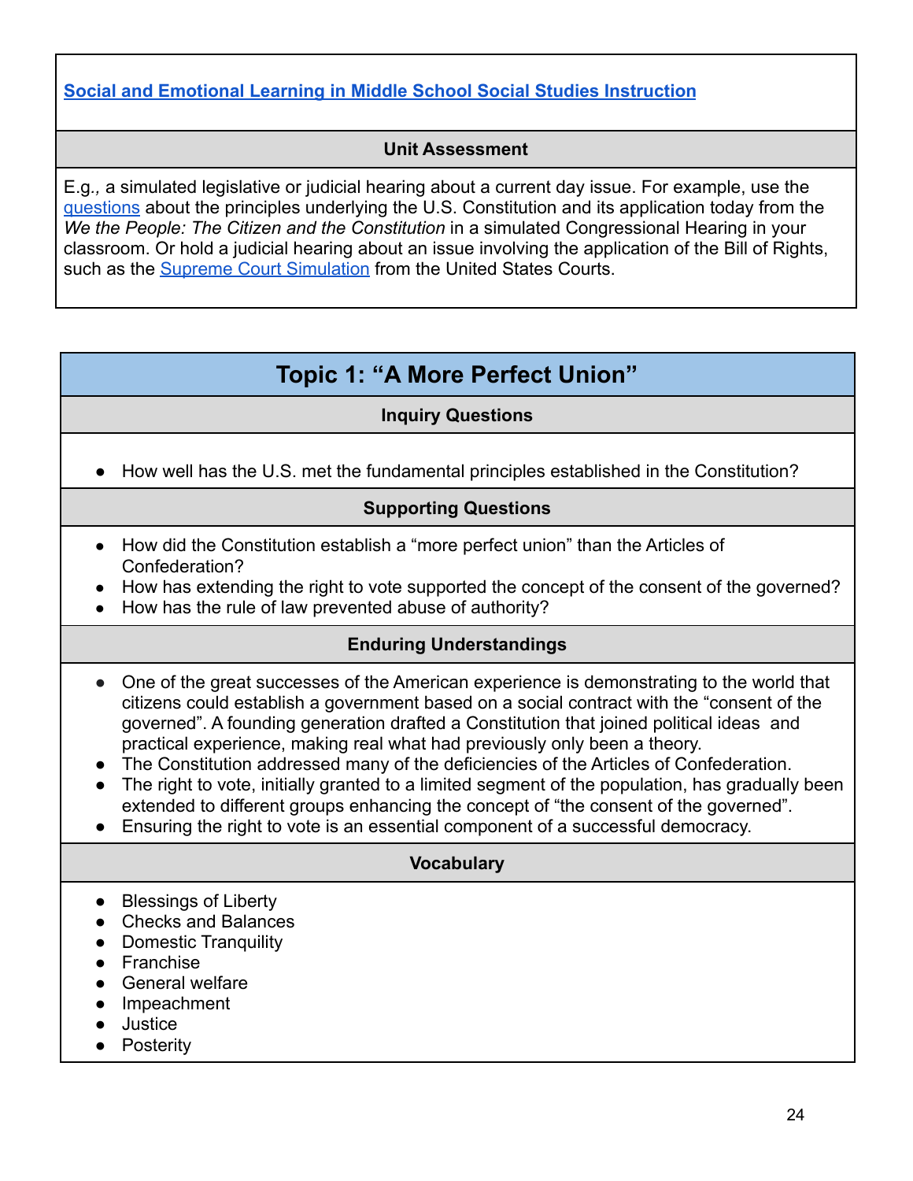[Social and Emotional Learning in Middle School Social Studies Instruction]

### Unit Assessment

E.g., a simulated legislative or judicial hearing about a current day issue. For example, use the questions about the principles underlying the U.S. Constitution and its application today from the *We the People: The Citizen and the Constitution* in a simulated Congressional Hearing in your classroom. Or hold a judicial hearing about an issue involving the application of the Bill of Rights, such as the Supreme Court Simulation from the United States Courts.

## Topic 1: "A More Perfect Union"

### Inquiry Questions

- How well has the U.S. met the fundamental principles established in the Constitution?

### Supporting Questions

- How did the Constitution establish a "more perfect union" than the Articles of Confederation?
- How has extending the right to vote supported the concept of the consent of the governed?
- How has the rule of law prevented abuse of authority?

### Enduring Understandings

- One of the great successes of the American experience is demonstrating to the world that citizens could establish a government based on a social contract with the "consent of the governed". A founding generation drafted a Constitution that joined political ideas and practical experience, making real what had previously only been a theory.
- The Constitution addressed many of the deficiencies of the Articles of Confederation.
- The right to vote, initially granted to a limited segment of the population, has gradually been extended to different groups enhancing the concept of "the consent of the governed".
- Ensuring the right to vote is an essential component of a successful democracy.

### Vocabulary

- Blessings of Liberty
- Checks and Balances
- Domestic Tranquility
- Franchise
- General welfare
- Impeachment
- Justice
- Posterity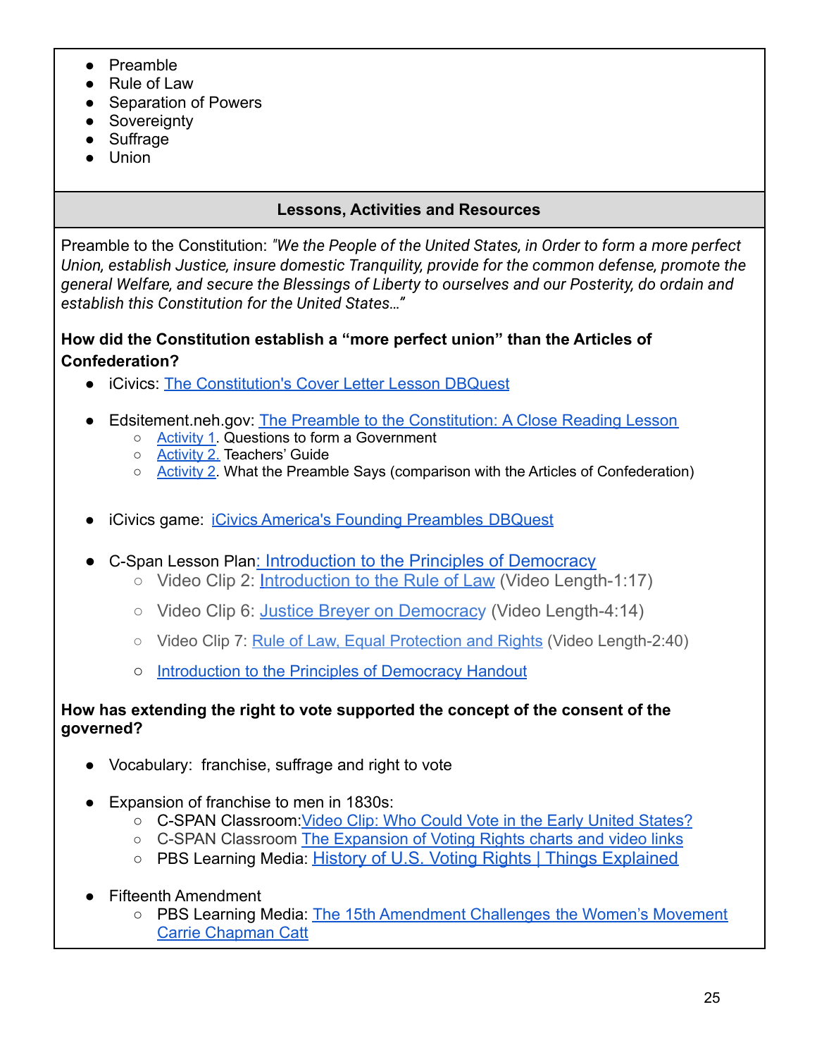- Preamble
- Rule of Law
- Separation of Powers
- Sovereignty
- Suffrage
- Union

**Lessons, Activities and Resources**

Preamble to the Constitution: *"We the People of the United States, in Order to form a more perfect Union, establish Justice, insure domestic Tranquility, provide for the common defense, promote the general Welfare, and secure the Blessings of Liberty to ourselves and our Posterity, do ordain and establish this Constitution for the United States…"*

**How did the Constitution establish a "more perfect union" than the Articles of Confederation?**

- iCivics: The Constitution's Cover Letter Lesson DBQuest
- Edsitement.neh.gov: The Preamble to the Constitution: A Close Reading Lesson
  - Activity 1. Questions to form a Government
  - Activity 2. Teachers' Guide
  - Activity 2. What the Preamble Says (comparison with the Articles of Confederation)
- iCivics game: iCivics America's Founding Preambles DBQuest
- C-Span Lesson Plan: Introduction to the Principles of Democracy
  - Video Clip 2: Introduction to the Rule of Law (Video Length-1:17)
  - Video Clip 6: Justice Breyer on Democracy (Video Length-4:14)
  - Video Clip 7: Rule of Law, Equal Protection and Rights (Video Length-2:40)
  - Introduction to the Principles of Democracy Handout

**How has extending the right to vote supported the concept of the consent of the governed?**

- Vocabulary: franchise, suffrage and right to vote
- Expansion of franchise to men in 1830s:
  - C-SPAN Classroom: Video Clip: Who Could Vote in the Early United States?
  - C-SPAN Classroom The Expansion of Voting Rights charts and video links
  - PBS Learning Media: History of U.S. Voting Rights | Things Explained
- Fifteenth Amendment
  - PBS Learning Media: The 15th Amendment Challenges the Women's Movement Carrie Chapman Catt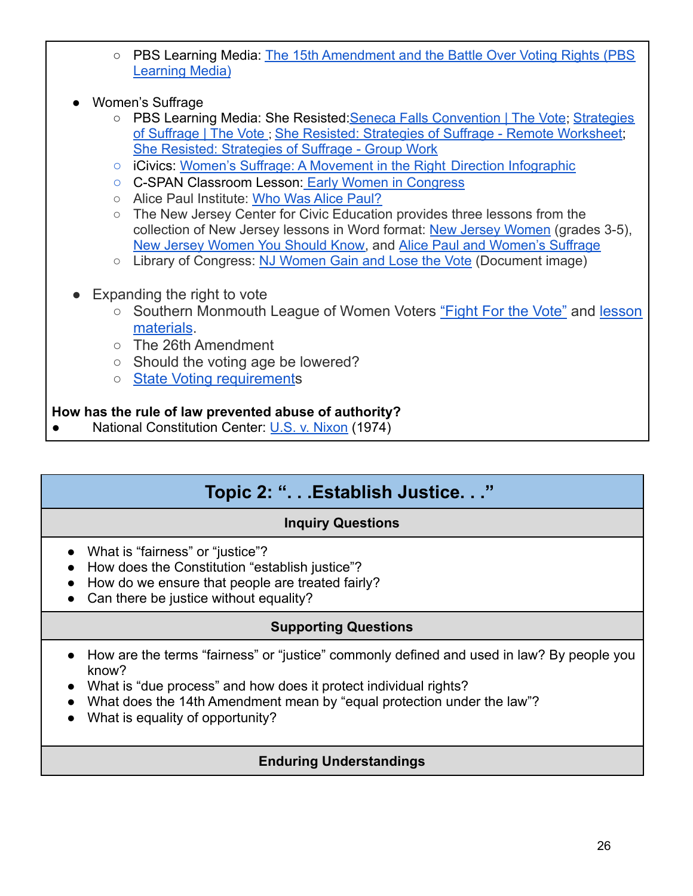- PBS Learning Media: The 15th Amendment and the Battle Over Voting Rights (PBS Learning Media)

- Women's Suffrage
   - PBS Learning Media: She Resisted:Seneca Falls Convention | The Vote; Strategies of Suffrage | The Vote ; She Resisted: Strategies of Suffrage - Remote Worksheet; She Resisted: Strategies of Suffrage - Group Work
   - iCivics: Women's Suffrage: A Movement in the Right Direction Infographic
   - C-SPAN Classroom Lesson: Early Women in Congress
   - Alice Paul Institute: Who Was Alice Paul?
   - The New Jersey Center for Civic Education provides three lessons from the collection of New Jersey lessons in Word format: New Jersey Women (grades 3-5), New Jersey Women You Should Know, and Alice Paul and Women's Suffrage
   - Library of Congress: NJ Women Gain and Lose the Vote (Document image)

- Expanding the right to vote
   - Southern Monmouth League of Women Voters "Fight For the Vote" and lesson materials.
   - The 26th Amendment
   - Should the voting age be lowered?
   - State Voting requirements

**How has the rule of law prevented abuse of authority?**

- National Constitution Center: U.S. v. Nixon (1974)

## Topic 2: ". . .Establish Justice. . ."

**Inquiry Questions**

- What is "fairness" or "justice"?
- How does the Constitution "establish justice"?
- How do we ensure that people are treated fairly?
- Can there be justice without equality?

**Supporting Questions**

- How are the terms "fairness" or "justice" commonly defined and used in law? By people you know?
- What is "due process" and how does it protect individual rights?
- What does the 14th Amendment mean by "equal protection under the law"?
- What is equality of opportunity?

**Enduring Understandings**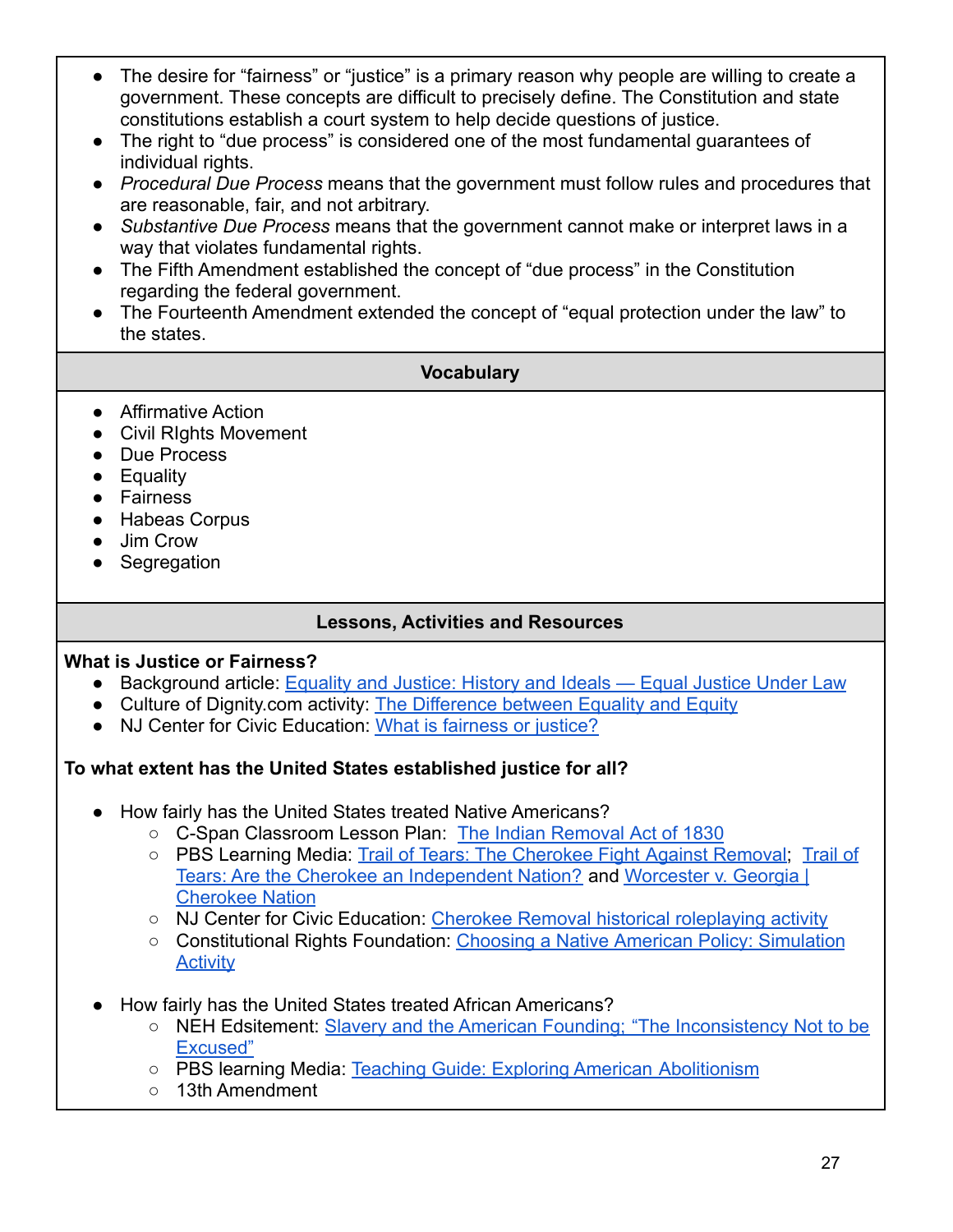- The desire for "fairness" or "justice" is a primary reason why people are willing to create a government. These concepts are difficult to precisely define. The Constitution and state constitutions establish a court system to help decide questions of justice.
- The right to "due process" is considered one of the most fundamental guarantees of individual rights.
- *Procedural Due Process* means that the government must follow rules and procedures that are reasonable, fair, and not arbitrary.
- *Substantive Due Process* means that the government cannot make or interpret laws in a way that violates fundamental rights.
- The Fifth Amendment established the concept of "due process" in the Constitution regarding the federal government.
- The Fourteenth Amendment extended the concept of "equal protection under the law" to the states.

## Vocabulary

- Affirmative Action
- Civil RIghts Movement
- Due Process
- Equality
- Fairness
- Habeas Corpus
- Jim Crow
- Segregation

## Lessons, Activities and Resources

**What is Justice or Fairness?**

- Background article: Equality and Justice: History and Ideals — Equal Justice Under Law
- Culture of Dignity.com activity: The Difference between Equality and Equity
- NJ Center for Civic Education: What is fairness or justice?

**To what extent has the United States established justice for all?**

- How fairly has the United States treated Native Americans?
  - C-Span Classroom Lesson Plan: The Indian Removal Act of 1830
  - PBS Learning Media: Trail of Tears: The Cherokee Fight Against Removal; Trail of Tears: Are the Cherokee an Independent Nation? and Worcester v. Georgia | Cherokee Nation
  - NJ Center for Civic Education: Cherokee Removal historical roleplaying activity
  - Constitutional Rights Foundation: Choosing a Native American Policy: Simulation Activity

- How fairly has the United States treated African Americans?
  - NEH Edsitement: Slavery and the American Founding: "The Inconsistency Not to be Excused"
  - PBS learning Media: Teaching Guide: Exploring American Abolitionism
  - 13th Amendment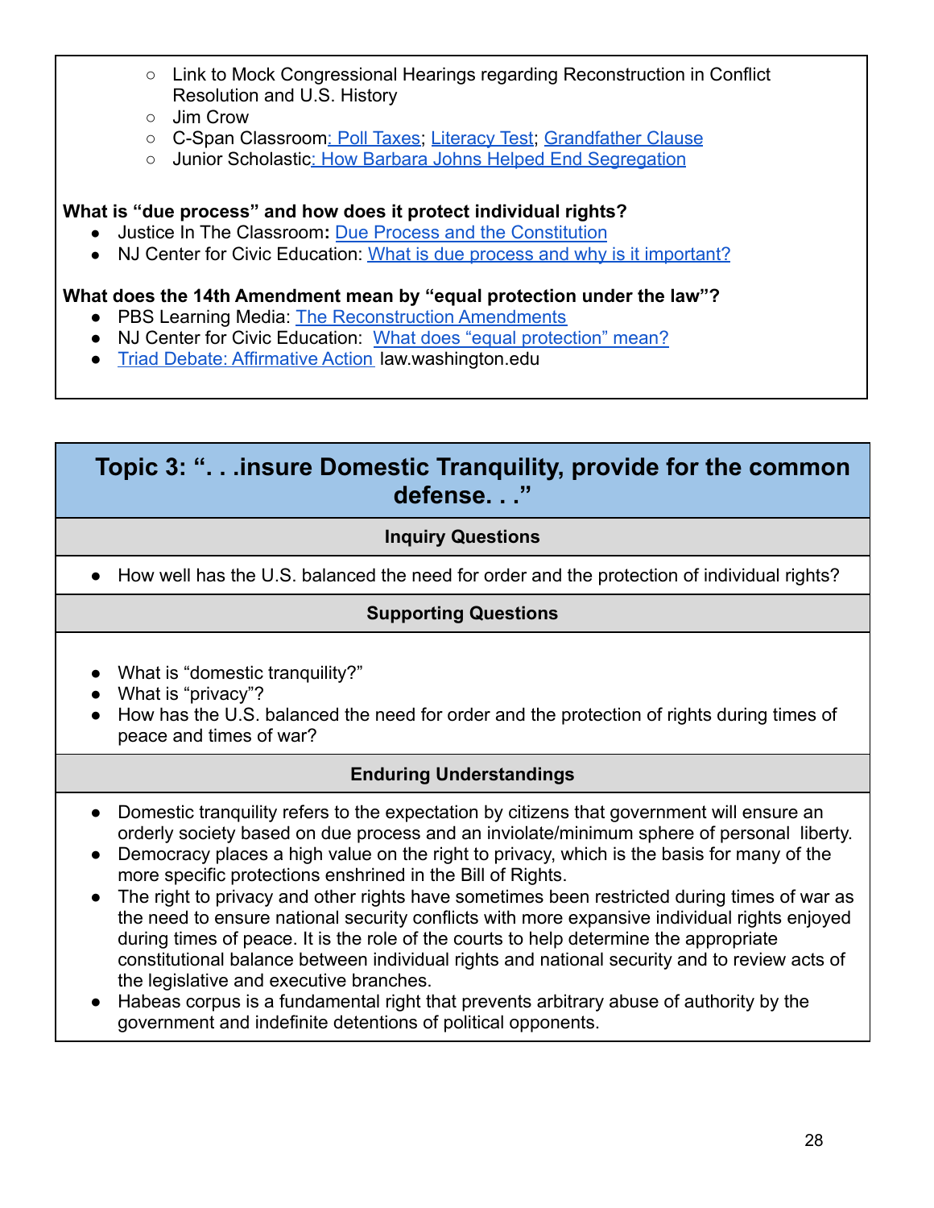- Link to Mock Congressional Hearings regarding Reconstruction in Conflict Resolution and U.S. History
- Jim Crow
- C-Span Classroom: Poll Taxes; Literacy Test; Grandfather Clause
- Junior Scholastic: How Barbara Johns Helped End Segregation

**What is "due process" and how does it protect individual rights?**

- Justice In The Classroom**:** Due Process and the Constitution
- NJ Center for Civic Education: What is due process and why is it important?

**What does the 14th Amendment mean by "equal protection under the law"?**

- PBS Learning Media: The Reconstruction Amendments
- NJ Center for Civic Education: What does "equal protection" mean?
- Triad Debate: Affirmative Action law.washington.edu

## Topic 3: ". . .insure Domestic Tranquility, provide for the common defense. . ."

### Inquiry Questions

- How well has the U.S. balanced the need for order and the protection of individual rights?

### Supporting Questions

- What is "domestic tranquility?"
- What is "privacy"?
- How has the U.S. balanced the need for order and the protection of rights during times of peace and times of war?

### Enduring Understandings

- Domestic tranquility refers to the expectation by citizens that government will ensure an orderly society based on due process and an inviolate/minimum sphere of personal liberty.
- Democracy places a high value on the right to privacy, which is the basis for many of the more specific protections enshrined in the Bill of Rights.
- The right to privacy and other rights have sometimes been restricted during times of war as the need to ensure national security conflicts with more expansive individual rights enjoyed during times of peace. It is the role of the courts to help determine the appropriate constitutional balance between individual rights and national security and to review acts of the legislative and executive branches.
- Habeas corpus is a fundamental right that prevents arbitrary abuse of authority by the government and indefinite detentions of political opponents.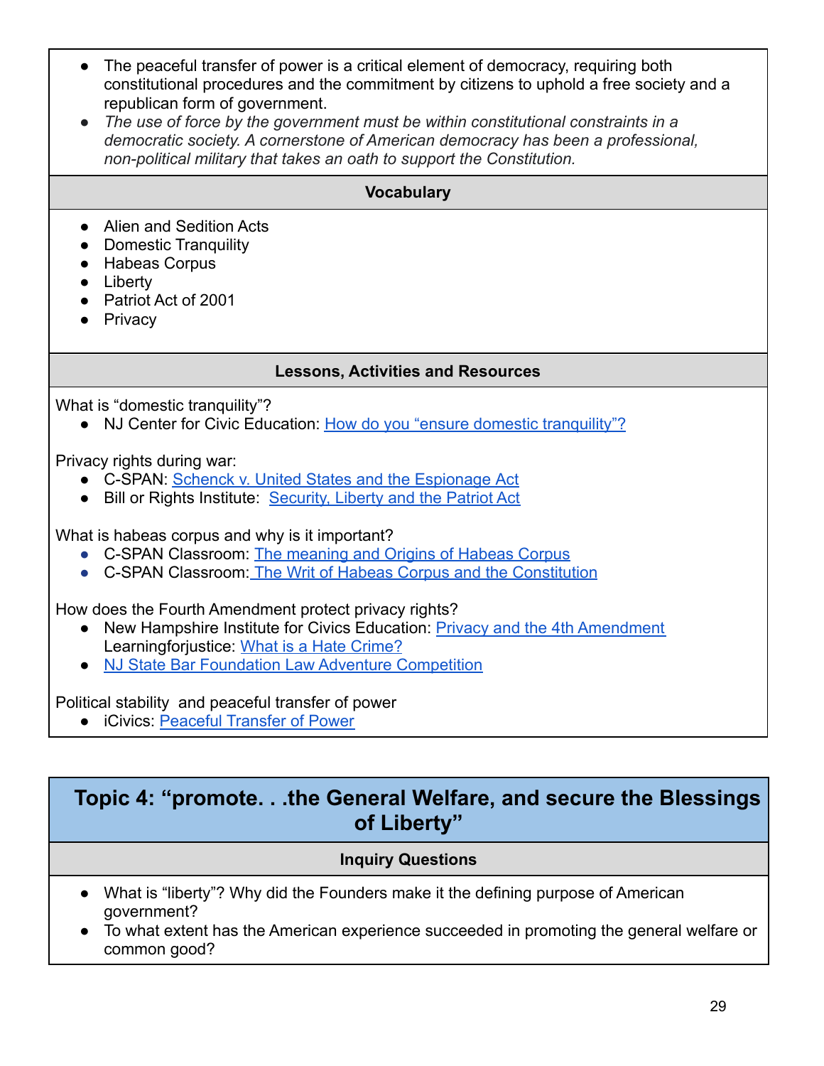- The peaceful transfer of power is a critical element of democracy, requiring both constitutional procedures and the commitment by citizens to uphold a free society and a republican form of government.
- *The use of force by the government must be within constitutional constraints in a democratic society. A cornerstone of American democracy has been a professional, non-political military that takes an oath to support the Constitution.*

**Vocabulary**

- Alien and Sedition Acts
- Domestic Tranquility
- Habeas Corpus
- Liberty
- Patriot Act of 2001
- Privacy

**Lessons, Activities and Resources**

What is "domestic tranquility"?
- NJ Center for Civic Education: How do you "ensure domestic tranquility"?

Privacy rights during war:
- C-SPAN: Schenck v. United States and the Espionage Act
- Bill or Rights Institute: Security, Liberty and the Patriot Act

What is habeas corpus and why is it important?
- C-SPAN Classroom: The meaning and Origins of Habeas Corpus
- C-SPAN Classroom: The Writ of Habeas Corpus and the Constitution

How does the Fourth Amendment protect privacy rights?
- New Hampshire Institute for Civics Education: Privacy and the 4th Amendment
  Learningforjustice: What is a Hate Crime?
- NJ State Bar Foundation Law Adventure Competition

Political stability and peaceful transfer of power
- iCivics: Peaceful Transfer of Power

## Topic 4: "promote. . .the General Welfare, and secure the Blessings of Liberty"

**Inquiry Questions**

- What is "liberty"? Why did the Founders make it the defining purpose of American government?
- To what extent has the American experience succeeded in promoting the general welfare or common good?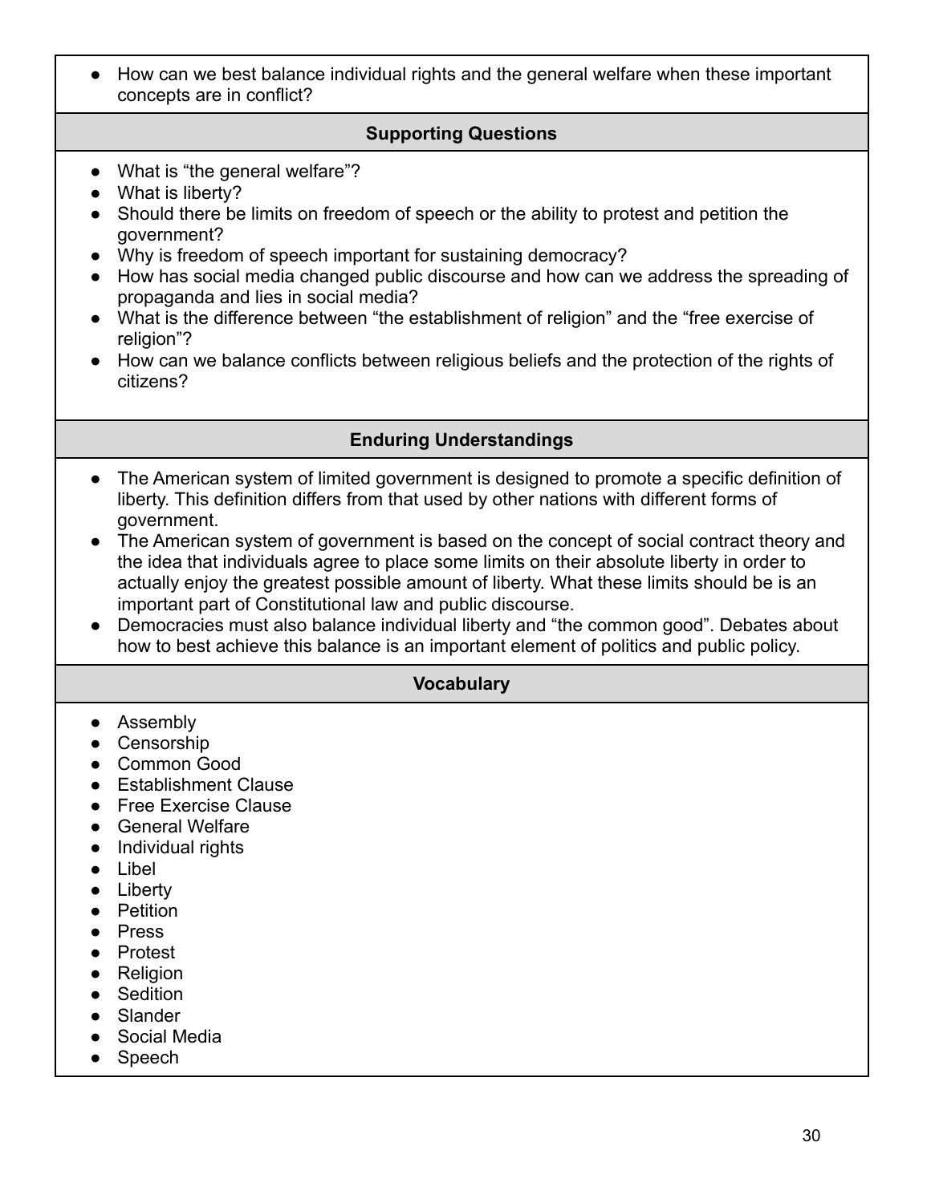- How can we best balance individual rights and the general welfare when these important concepts are in conflict?

## Supporting Questions

- What is “the general welfare”?
- What is liberty?
- Should there be limits on freedom of speech or the ability to protest and petition the government?
- Why is freedom of speech important for sustaining democracy?
- How has social media changed public discourse and how can we address the spreading of propaganda and lies in social media?
- What is the difference between “the establishment of religion” and the “free exercise of religion”?
- How can we balance conflicts between religious beliefs and the protection of the rights of citizens?

## Enduring Understandings

- The American system of limited government is designed to promote a specific definition of liberty. This definition differs from that used by other nations with different forms of government.
- The American system of government is based on the concept of social contract theory and the idea that individuals agree to place some limits on their absolute liberty in order to actually enjoy the greatest possible amount of liberty. What these limits should be is an important part of Constitutional law and public discourse.
- Democracies must also balance individual liberty and “the common good”. Debates about how to best achieve this balance is an important element of politics and public policy.

## Vocabulary

- Assembly
- Censorship
- Common Good
- Establishment Clause
- Free Exercise Clause
- General Welfare
- Individual rights
- Libel
- Liberty
- Petition
- Press
- Protest
- Religion
- Sedition
- Slander
- Social Media
- Speech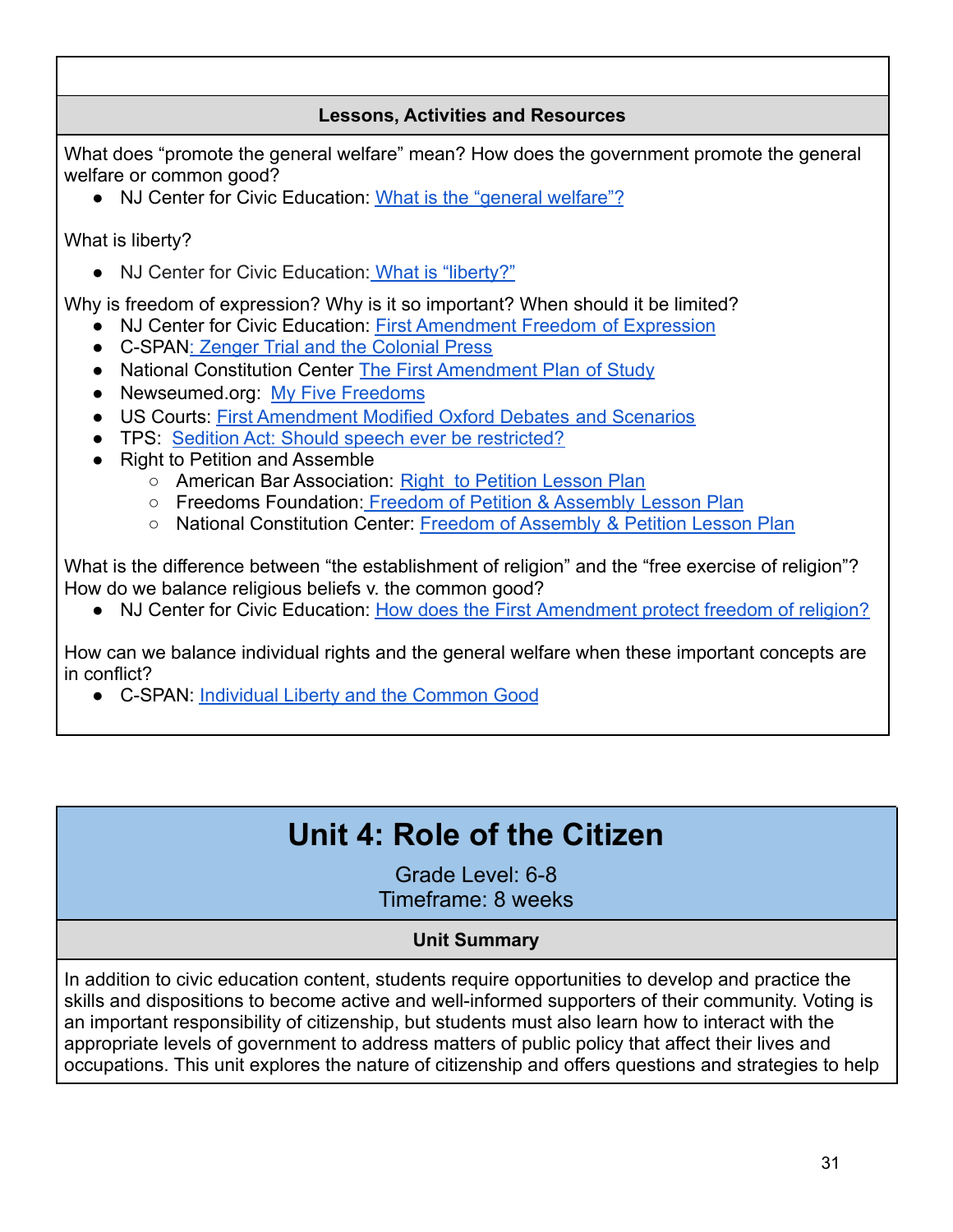**Lessons, Activities and Resources**

What does “promote the general welfare” mean? How does the government promote the general welfare or common good?

- NJ Center for Civic Education: What is the “general welfare”?

What is liberty?

- NJ Center for Civic Education: What is “liberty?”

Why is freedom of expression? Why is it so important? When should it be limited?

- NJ Center for Civic Education: First Amendment Freedom of Expression
- C-SPAN: Zenger Trial and the Colonial Press
- National Constitution Center The First Amendment Plan of Study
- Newseumed.org: My Five Freedoms
- US Courts: First Amendment Modified Oxford Debates and Scenarios
- TPS: Sedition Act: Should speech ever be restricted?
- Right to Petition and Assemble
  - American Bar Association: Right to Petition Lesson Plan
  - Freedoms Foundation: Freedom of Petition & Assembly Lesson Plan
  - National Constitution Center: Freedom of Assembly & Petition Lesson Plan

What is the difference between “the establishment of religion” and the “free exercise of religion”? How do we balance religious beliefs v. the common good?

- NJ Center for Civic Education: How does the First Amendment protect freedom of religion?

How can we balance individual rights and the general welfare when these important concepts are in conflict?

- C-SPAN: Individual Liberty and the Common Good

# Unit 4: Role of the Citizen

Grade Level: 6-8
Timeframe: 8 weeks

**Unit Summary**

In addition to civic education content, students require opportunities to develop and practice the skills and dispositions to become active and well-informed supporters of their community. Voting is an important responsibility of citizenship, but students must also learn how to interact with the appropriate levels of government to address matters of public policy that affect their lives and occupations. This unit explores the nature of citizenship and offers questions and strategies to help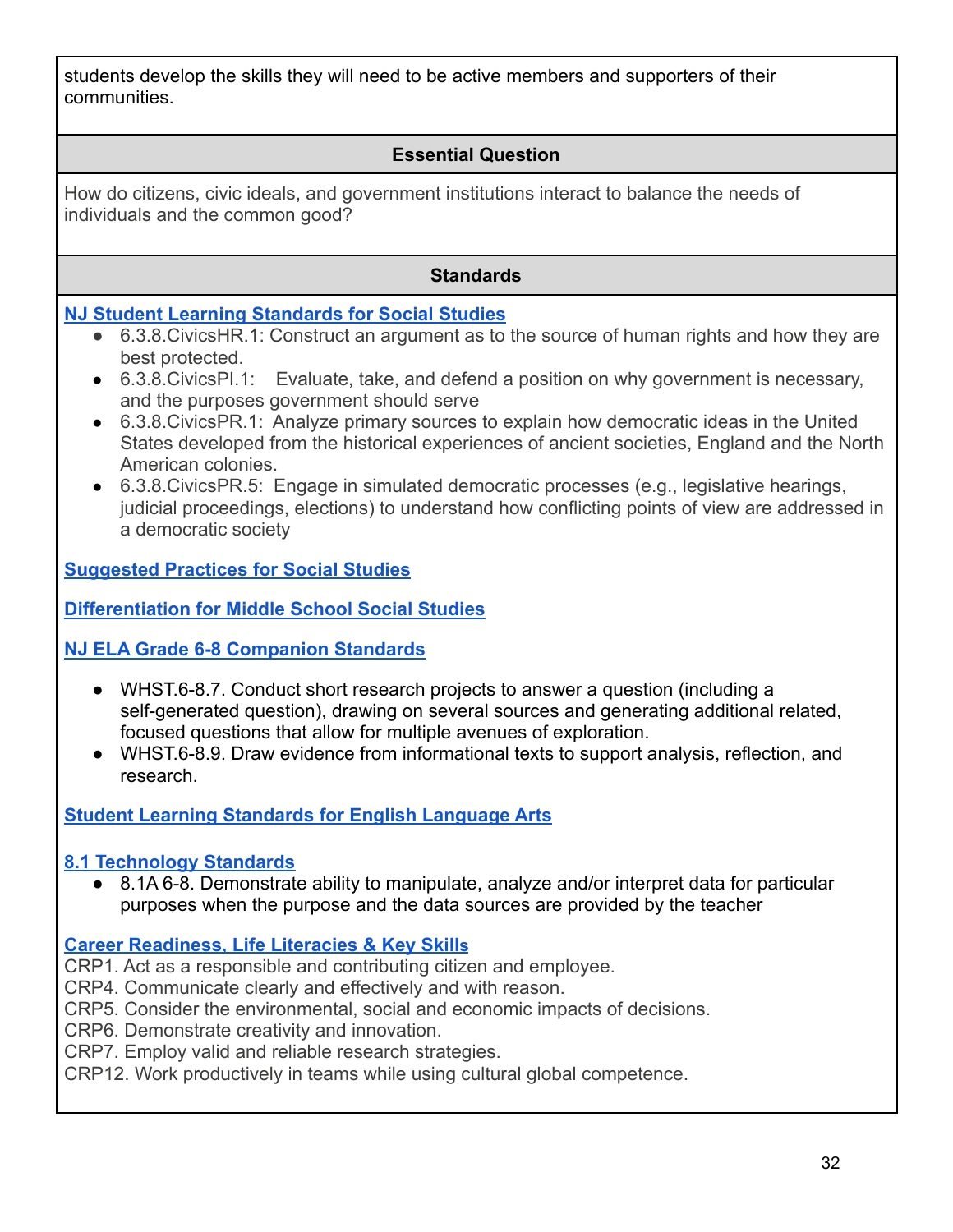students develop the skills they will need to be active members and supporters of their communities.

## Essential Question

How do citizens, civic ideals, and government institutions interact to balance the needs of individuals and the common good?

## Standards

**NJ Student Learning Standards for Social Studies**

- 6.3.8.CivicsHR.1: Construct an argument as to the source of human rights and how they are best protected.
- 6.3.8.CivicsPI.1: Evaluate, take, and defend a position on why government is necessary, and the purposes government should serve
- 6.3.8.CivicsPR.1: Analyze primary sources to explain how democratic ideas in the United States developed from the historical experiences of ancient societies, England and the North American colonies.
- 6.3.8.CivicsPR.5: Engage in simulated democratic processes (e.g., legislative hearings, judicial proceedings, elections) to understand how conflicting points of view are addressed in a democratic society

**Suggested Practices for Social Studies**

**Differentiation for Middle School Social Studies**

**NJ ELA Grade 6-8 Companion Standards**

- WHST.6-8.7. Conduct short research projects to answer a question (including a self-generated question), drawing on several sources and generating additional related, focused questions that allow for multiple avenues of exploration.
- WHST.6-8.9. Draw evidence from informational texts to support analysis, reflection, and research.

**Student Learning Standards for English Language Arts**

**8.1 Technology Standards**

- 8.1A 6-8. Demonstrate ability to manipulate, analyze and/or interpret data for particular purposes when the purpose and the data sources are provided by the teacher

**Career Readiness, Life Literacies & Key Skills**

CRP1. Act as a responsible and contributing citizen and employee.
CRP4. Communicate clearly and effectively and with reason.
CRP5. Consider the environmental, social and economic impacts of decisions.
CRP6. Demonstrate creativity and innovation.
CRP7. Employ valid and reliable research strategies.
CRP12. Work productively in teams while using cultural global competence.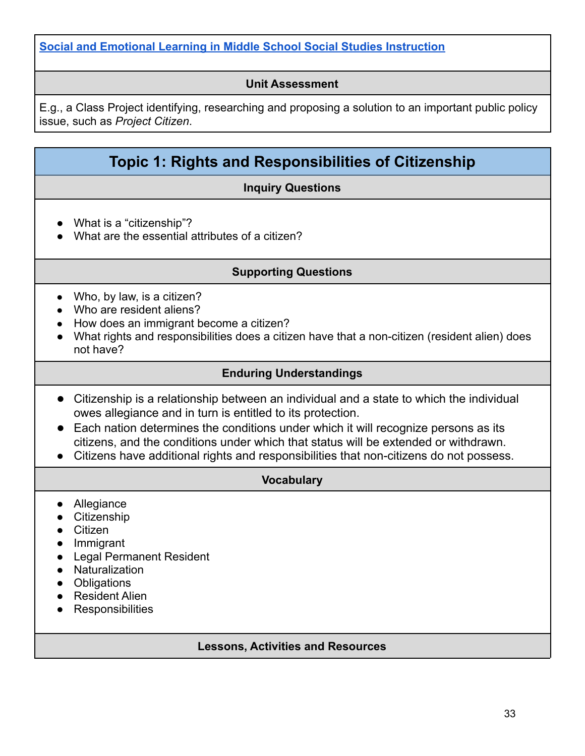[Social and Emotional Learning in Middle School Social Studies Instruction]

### Unit Assessment

E.g., a Class Project identifying, researching and proposing a solution to an important public policy issue, such as *Project Citizen*.

## Topic 1: Rights and Responsibilities of Citizenship

### Inquiry Questions

- What is a "citizenship"?
- What are the essential attributes of a citizen?

### Supporting Questions

- Who, by law, is a citizen?
- Who are resident aliens?
- How does an immigrant become a citizen?
- What rights and responsibilities does a citizen have that a non-citizen (resident alien) does not have?

### Enduring Understandings

- Citizenship is a relationship between an individual and a state to which the individual owes allegiance and in turn is entitled to its protection.
- Each nation determines the conditions under which it will recognize persons as its citizens, and the conditions under which that status will be extended or withdrawn.
- Citizens have additional rights and responsibilities that non-citizens do not possess.

### Vocabulary

- Allegiance
- Citizenship
- Citizen
- Immigrant
- Legal Permanent Resident
- Naturalization
- Obligations
- Resident Alien
- Responsibilities

### Lessons, Activities and Resources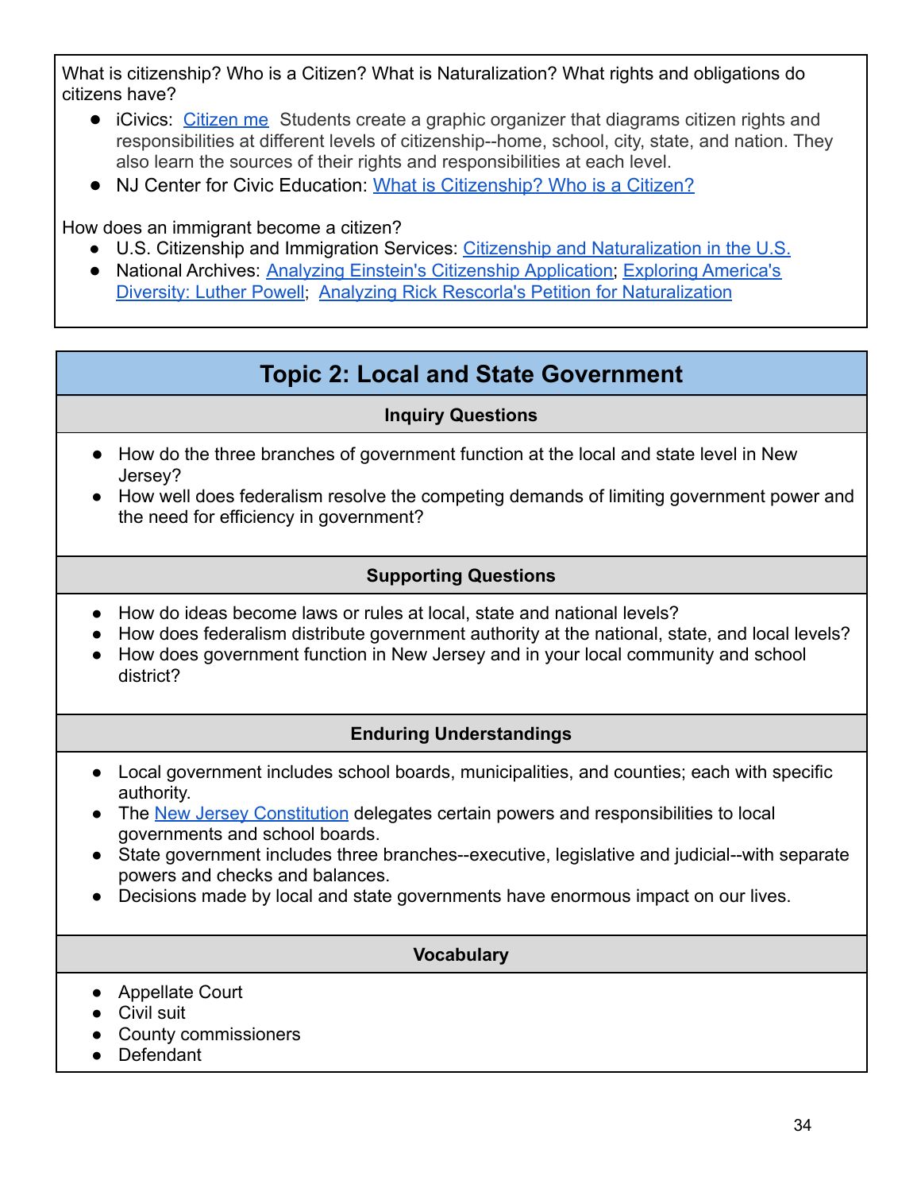What is citizenship? Who is a Citizen? What is Naturalization? What rights and obligations do citizens have?

- iCivics: Citizen me  Students create a graphic organizer that diagrams citizen rights and responsibilities at different levels of citizenship--home, school, city, state, and nation. They also learn the sources of their rights and responsibilities at each level.
- NJ Center for Civic Education: What is Citizenship? Who is a Citizen?

How does an immigrant become a citizen?

- U.S. Citizenship and Immigration Services: Citizenship and Naturalization in the U.S.
- National Archives: Analyzing Einstein's Citizenship Application; Exploring America's Diversity: Luther Powell; Analyzing Rick Rescorla's Petition for Naturalization

## Topic 2: Local and State Government

### Inquiry Questions

- How do the three branches of government function at the local and state level in New Jersey?
- How well does federalism resolve the competing demands of limiting government power and the need for efficiency in government?

### Supporting Questions

- How do ideas become laws or rules at local, state and national levels?
- How does federalism distribute government authority at the national, state, and local levels?
- How does government function in New Jersey and in your local community and school district?

### Enduring Understandings

- Local government includes school boards, municipalities, and counties; each with specific authority.
- The New Jersey Constitution delegates certain powers and responsibilities to local governments and school boards.
- State government includes three branches--executive, legislative and judicial--with separate powers and checks and balances.
- Decisions made by local and state governments have enormous impact on our lives.

### Vocabulary

- Appellate Court
- Civil suit
- County commissioners
- Defendant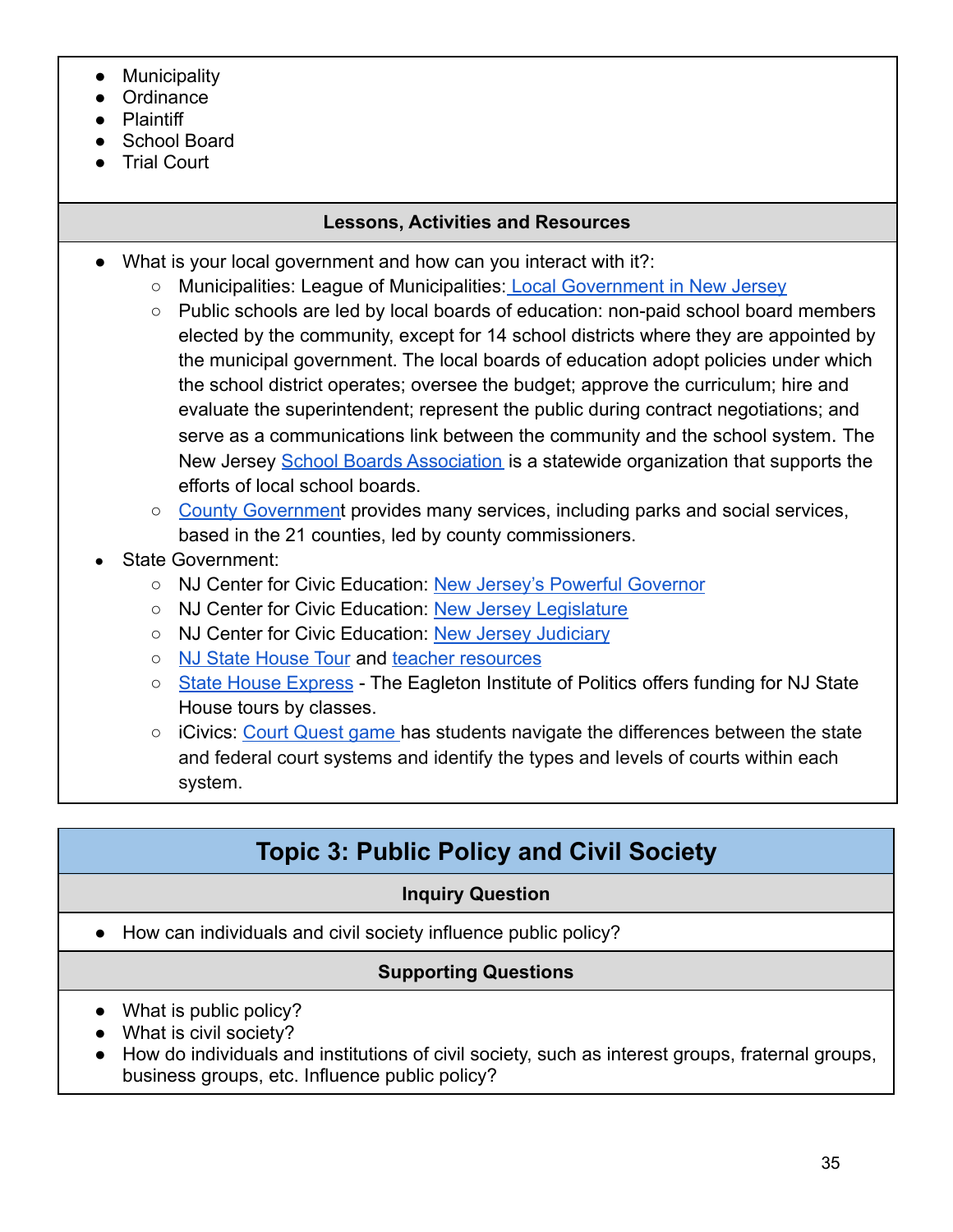- Municipality
- Ordinance
- Plaintiff
- School Board
- Trial Court

**Lessons, Activities and Resources**

- What is your local government and how can you interact with it?:
  - Municipalities: League of Municipalities: Local Government in New Jersey
  - Public schools are led by local boards of education: non-paid school board members elected by the community, except for 14 school districts where they are appointed by the municipal government. The local boards of education adopt policies under which the school district operates; oversee the budget; approve the curriculum; hire and evaluate the superintendent; represent the public during contract negotiations; and serve as a communications link between the community and the school system. The New Jersey School Boards Association is a statewide organization that supports the efforts of local school boards.
  - County Government provides many services, including parks and social services, based in the 21 counties, led by county commissioners.
- State Government:
  - NJ Center for Civic Education: New Jersey's Powerful Governor
  - NJ Center for Civic Education: New Jersey Legislature
  - NJ Center for Civic Education: New Jersey Judiciary
  - NJ State House Tour and teacher resources
  - State House Express - The Eagleton Institute of Politics offers funding for NJ State House tours by classes.
  - iCivics: Court Quest game has students navigate the differences between the state and federal court systems and identify the types and levels of courts within each system.

## Topic 3: Public Policy and Civil Society

**Inquiry Question**

- How can individuals and civil society influence public policy?

**Supporting Questions**

- What is public policy?
- What is civil society?
- How do individuals and institutions of civil society, such as interest groups, fraternal groups, business groups, etc. Influence public policy?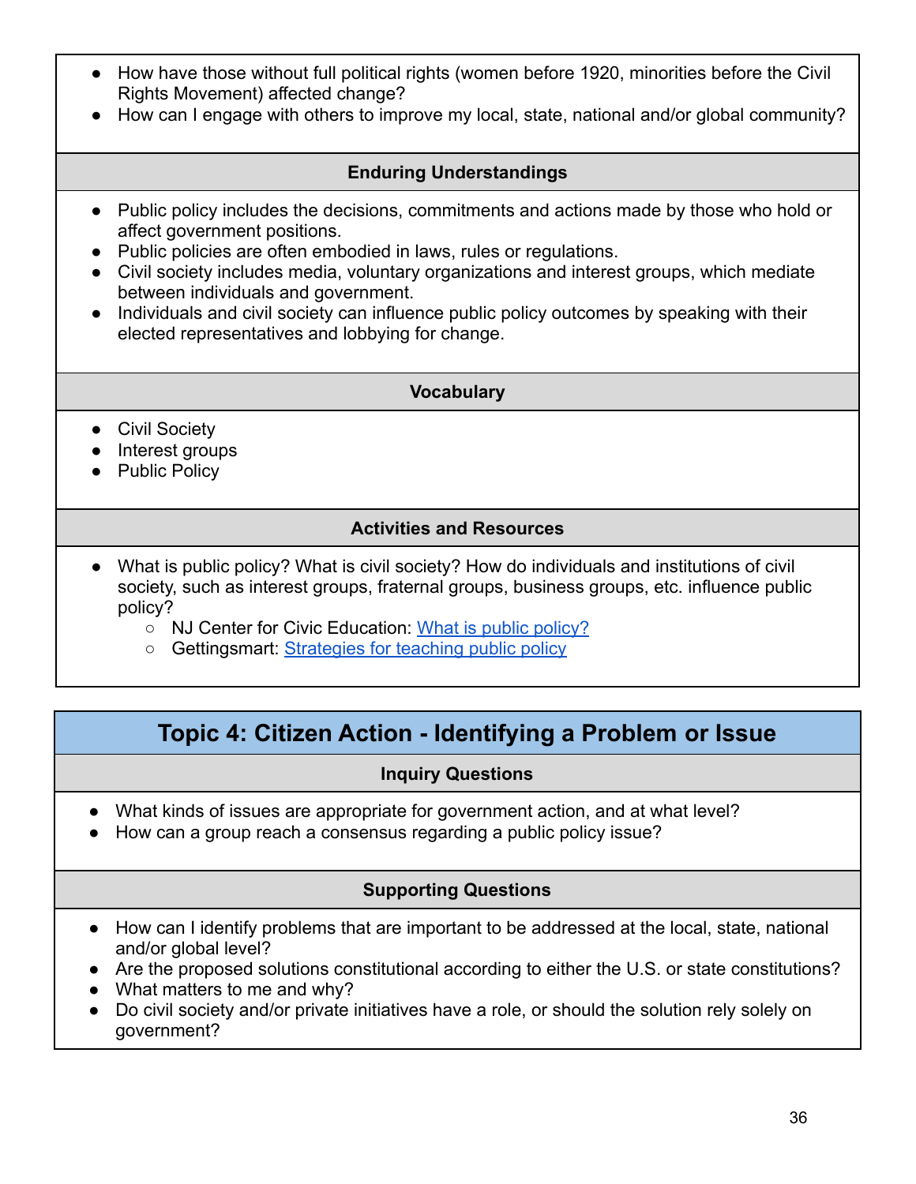- How have those without full political rights (women before 1920, minorities before the Civil Rights Movement) affected change?
- How can I engage with others to improve my local, state, national and/or global community?

### Enduring Understandings

- Public policy includes the decisions, commitments and actions made by those who hold or affect government positions.
- Public policies are often embodied in laws, rules or regulations.
- Civil society includes media, voluntary organizations and interest groups, which mediate between individuals and government.
- Individuals and civil society can influence public policy outcomes by speaking with their elected representatives and lobbying for change.

### Vocabulary

- Civil Society
- Interest groups
- Public Policy

### Activities and Resources

- What is public policy? What is civil society? How do individuals and institutions of civil society, such as interest groups, fraternal groups, business groups, etc. influence public policy?
  - NJ Center for Civic Education: What is public policy?
  - Gettingsmart: Strategies for teaching public policy

## Topic 4: Citizen Action - Identifying a Problem or Issue

### Inquiry Questions

- What kinds of issues are appropriate for government action, and at what level?
- How can a group reach a consensus regarding a public policy issue?

### Supporting Questions

- How can I identify problems that are important to be addressed at the local, state, national and/or global level?
- Are the proposed solutions constitutional according to either the U.S. or state constitutions?
- What matters to me and why?
- Do civil society and/or private initiatives have a role, or should the solution rely solely on government?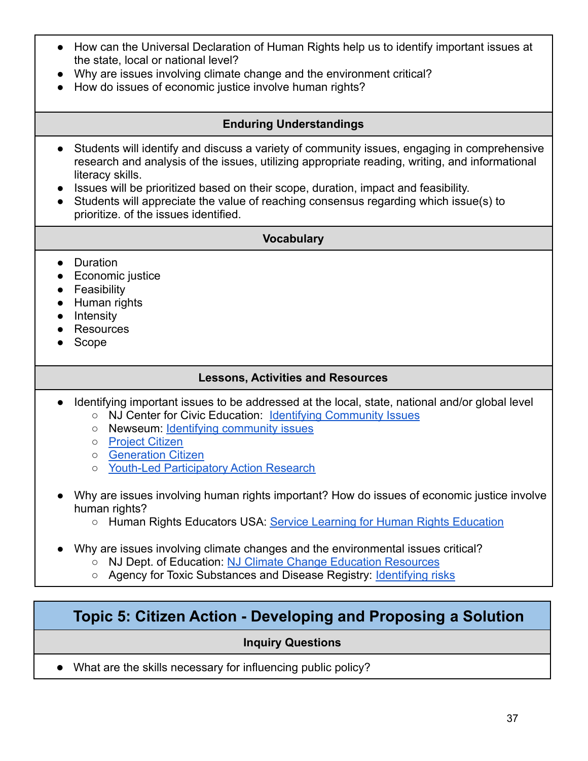- How can the Universal Declaration of Human Rights help us to identify important issues at the state, local or national level?
- Why are issues involving climate change and the environment critical?
- How do issues of economic justice involve human rights?

**Enduring Understandings**

- Students will identify and discuss a variety of community issues, engaging in comprehensive research and analysis of the issues, utilizing appropriate reading, writing, and informational literacy skills.
- Issues will be prioritized based on their scope, duration, impact and feasibility.
- Students will appreciate the value of reaching consensus regarding which issue(s) to prioritize. of the issues identified.

**Vocabulary**

- Duration
- Economic justice
- Feasibility
- Human rights
- Intensity
- Resources
- Scope

**Lessons, Activities and Resources**

- Identifying important issues to be addressed at the local, state, national and/or global level
    - NJ Center for Civic Education: Identifying Community Issues
    - Newseum: Identifying community issues
    - Project Citizen
    - Generation Citizen
    - Youth-Led Participatory Action Research

- Why are issues involving human rights important? How do issues of economic justice involve human rights?
    - Human Rights Educators USA: Service Learning for Human Rights Education

- Why are issues involving climate changes and the environmental issues critical?
    - NJ Dept. of Education: NJ Climate Change Education Resources
    - Agency for Toxic Substances and Disease Registry: Identifying risks

## Topic 5: Citizen Action - Developing and Proposing a Solution

**Inquiry Questions**

- What are the skills necessary for influencing public policy?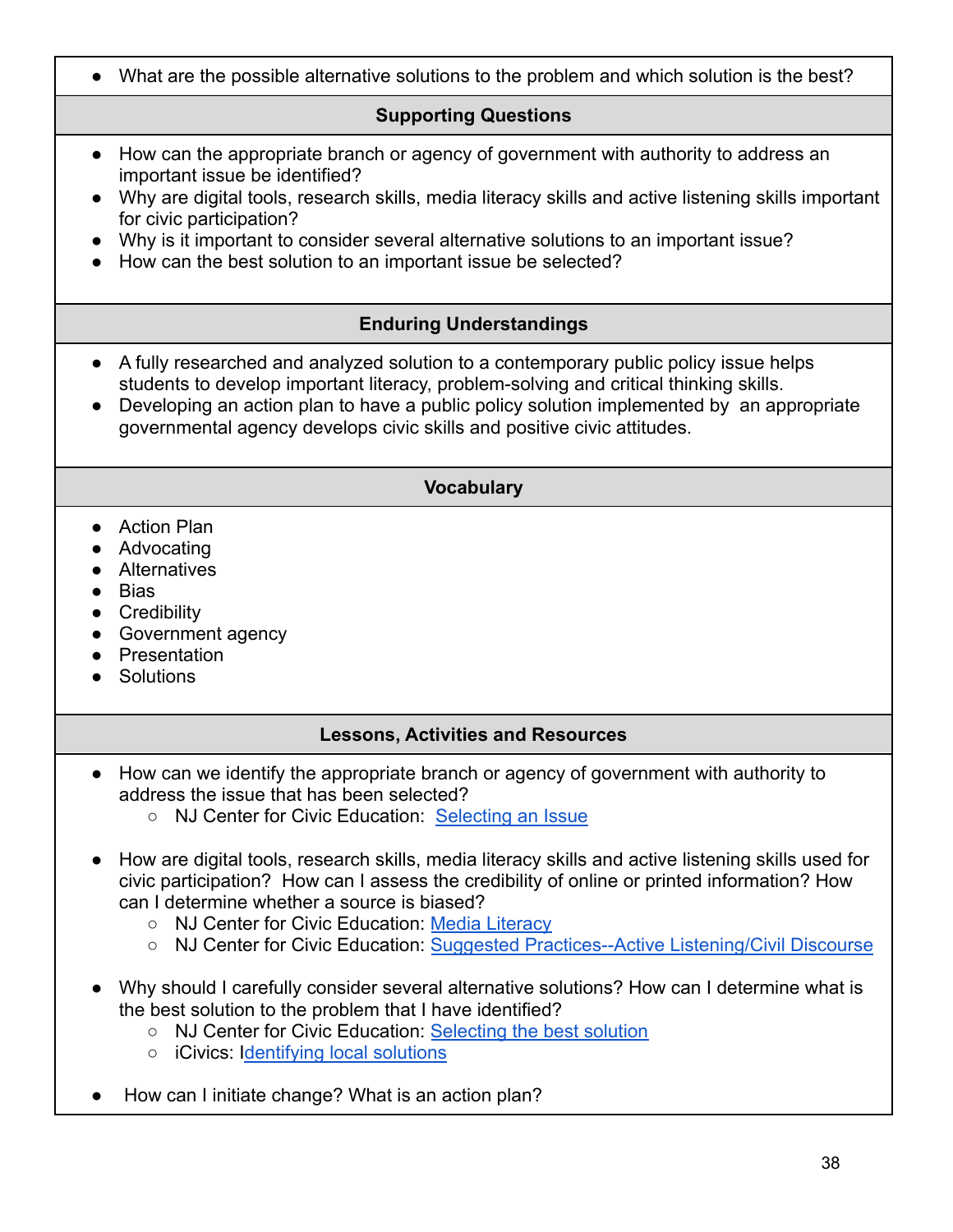- What are the possible alternative solutions to the problem and which solution is the best?

## Supporting Questions

- How can the appropriate branch or agency of government with authority to address an important issue be identified?
- Why are digital tools, research skills, media literacy skills and active listening skills important for civic participation?
- Why is it important to consider several alternative solutions to an important issue?
- How can the best solution to an important issue be selected?

## Enduring Understandings

- A fully researched and analyzed solution to a contemporary public policy issue helps students to develop important literacy, problem-solving and critical thinking skills.
- Developing an action plan to have a public policy solution implemented by an appropriate governmental agency develops civic skills and positive civic attitudes.

## Vocabulary

- Action Plan
- Advocating
- Alternatives
- Bias
- Credibility
- Government agency
- Presentation
- Solutions

## Lessons, Activities and Resources

- How can we identify the appropriate branch or agency of government with authority to address the issue that has been selected?
  - NJ Center for Civic Education: Selecting an Issue
- How are digital tools, research skills, media literacy skills and active listening skills used for civic participation? How can I assess the credibility of online or printed information? How can I determine whether a source is biased?
  - NJ Center for Civic Education: Media Literacy
  - NJ Center for Civic Education: Suggested Practices--Active Listening/Civil Discourse
- Why should I carefully consider several alternative solutions? How can I determine what is the best solution to the problem that I have identified?
  - NJ Center for Civic Education: Selecting the best solution
  - iCivics: Identifying local solutions
- How can I initiate change? What is an action plan?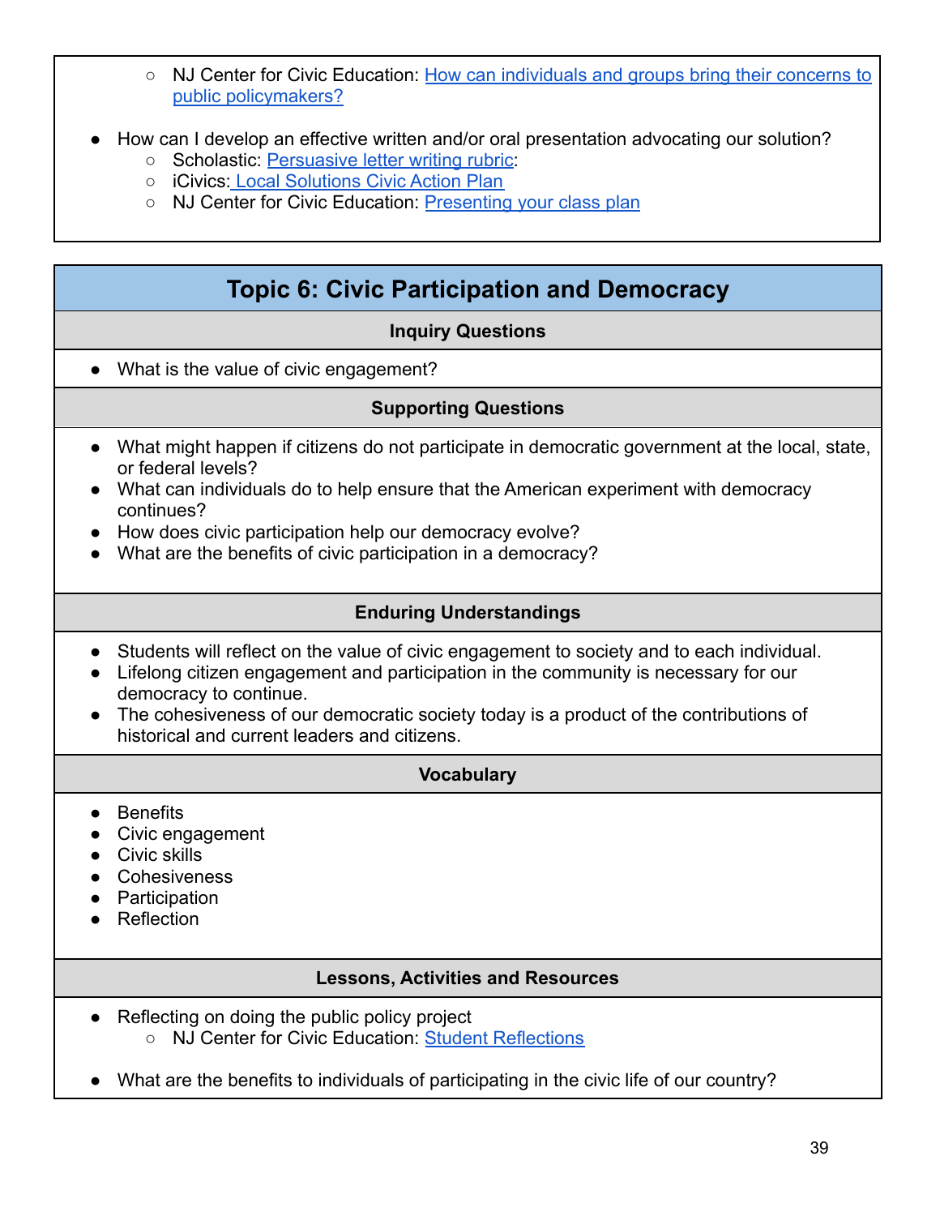- NJ Center for Civic Education: [How can individuals and groups bring their concerns to public policymakers?]

- How can I develop an effective written and/or oral presentation advocating our solution?
  - Scholastic: [Persuasive letter writing rubric]:
  - iCivics: [Local Solutions Civic Action Plan]
  - NJ Center for Civic Education: [Presenting your class plan]

## Topic 6: Civic Participation and Democracy

### Inquiry Questions

- What is the value of civic engagement?

### Supporting Questions

- What might happen if citizens do not participate in democratic government at the local, state, or federal levels?
- What can individuals do to help ensure that the American experiment with democracy continues?
- How does civic participation help our democracy evolve?
- What are the benefits of civic participation in a democracy?

### Enduring Understandings

- Students will reflect on the value of civic engagement to society and to each individual.
- Lifelong citizen engagement and participation in the community is necessary for our democracy to continue.
- The cohesiveness of our democratic society today is a product of the contributions of historical and current leaders and citizens.

### Vocabulary

- Benefits
- Civic engagement
- Civic skills
- Cohesiveness
- Participation
- Reflection

### Lessons, Activities and Resources

- Reflecting on doing the public policy project
  - NJ Center for Civic Education: [Student Reflections]

- What are the benefits to individuals of participating in the civic life of our country?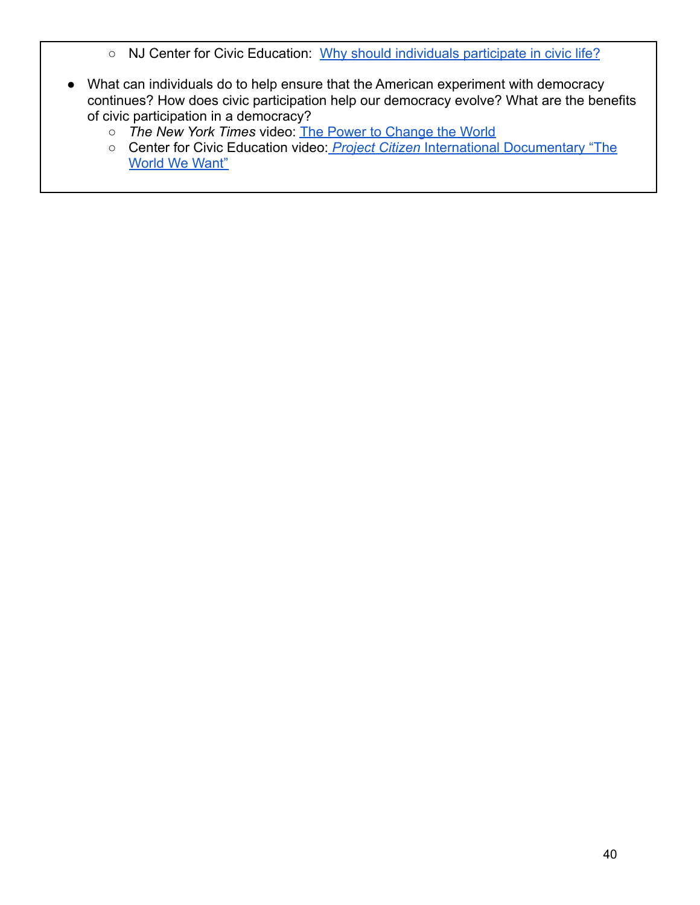- NJ Center for Civic Education: Why should individuals participate in civic life?

- What can individuals do to help ensure that the American experiment with democracy continues? How does civic participation help our democracy evolve? What are the benefits of civic participation in a democracy?
    - *The New York Times* video: The Power to Change the World
    - Center for Civic Education video: *Project Citizen* International Documentary "The World We Want"